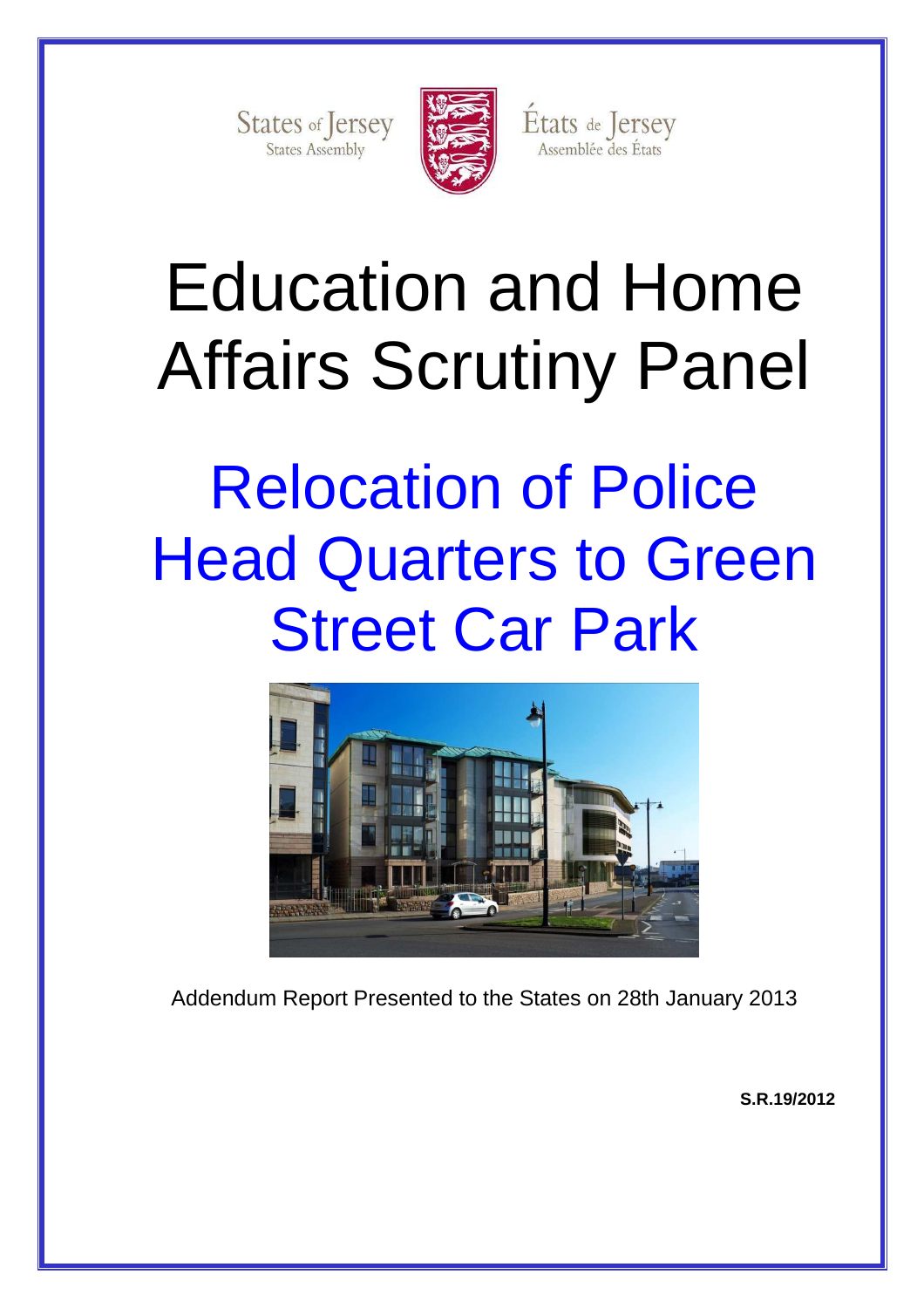States of Jersey
States Assembly

États de Jersey
Assemblée des États

# Education and Home Affairs Scrutiny Panel

# Relocation of Police Head Quarters to Green Street Car Park

Addendum Report Presented to the States on 28th January 2013

**S.R.19/2012**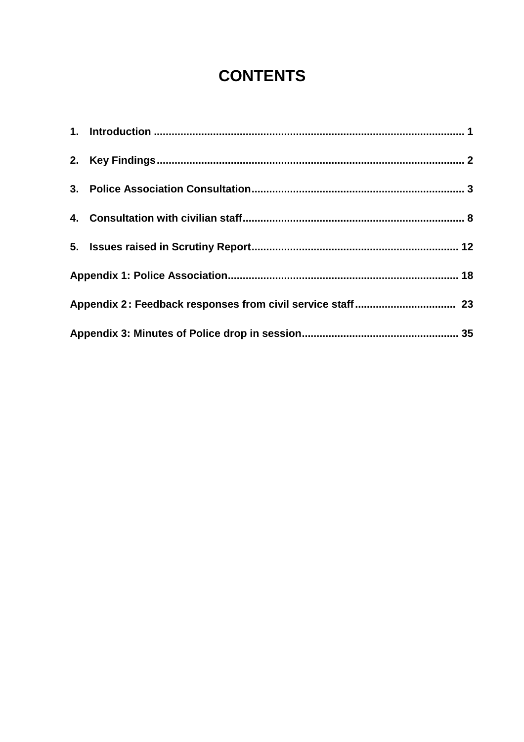# CONTENTS

1. **Introduction .......................................................................................................... 1**

2. **Key Findings.......................................................................................................... 2**

3. **Police Association Consultation....................................................................... 3**

4. **Consultation with civilian staff.......................................................................... 8**

5. **Issues raised in Scrutiny Report..................................................................... 12**

**Appendix 1: Police Association............................................................................ 18**

**Appendix 2 : Feedback responses from civil service staff................................. 23**

**Appendix 3: Minutes of Police drop in session.................................................... 35**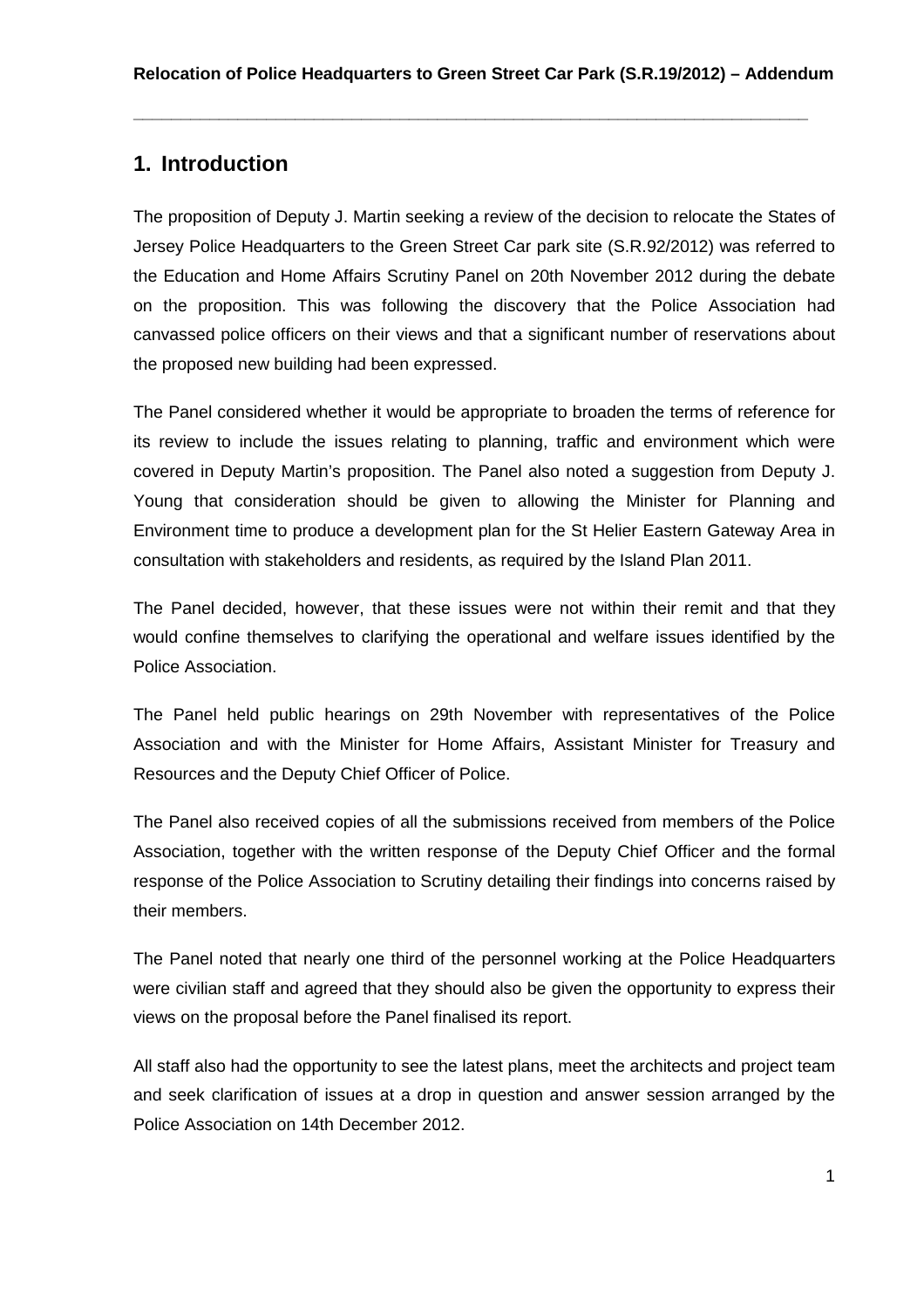# 1. Introduction

The proposition of Deputy J. Martin seeking a review of the decision to relocate the States of Jersey Police Headquarters to the Green Street Car park site (S.R.92/2012) was referred to the Education and Home Affairs Scrutiny Panel on 20th November 2012 during the debate on the proposition. This was following the discovery that the Police Association had canvassed police officers on their views and that a significant number of reservations about the proposed new building had been expressed.

The Panel considered whether it would be appropriate to broaden the terms of reference for its review to include the issues relating to planning, traffic and environment which were covered in Deputy Martin's proposition. The Panel also noted a suggestion from Deputy J. Young that consideration should be given to allowing the Minister for Planning and Environment time to produce a development plan for the St Helier Eastern Gateway Area in consultation with stakeholders and residents, as required by the Island Plan 2011.

The Panel decided, however, that these issues were not within their remit and that they would confine themselves to clarifying the operational and welfare issues identified by the Police Association.

The Panel held public hearings on 29th November with representatives of the Police Association and with the Minister for Home Affairs, Assistant Minister for Treasury and Resources and the Deputy Chief Officer of Police.

The Panel also received copies of all the submissions received from members of the Police Association, together with the written response of the Deputy Chief Officer and the formal response of the Police Association to Scrutiny detailing their findings into concerns raised by their members.

The Panel noted that nearly one third of the personnel working at the Police Headquarters were civilian staff and agreed that they should also be given the opportunity to express their views on the proposal before the Panel finalised its report.

All staff also had the opportunity to see the latest plans, meet the architects and project team and seek clarification of issues at a drop in question and answer session arranged by the Police Association on 14th December 2012.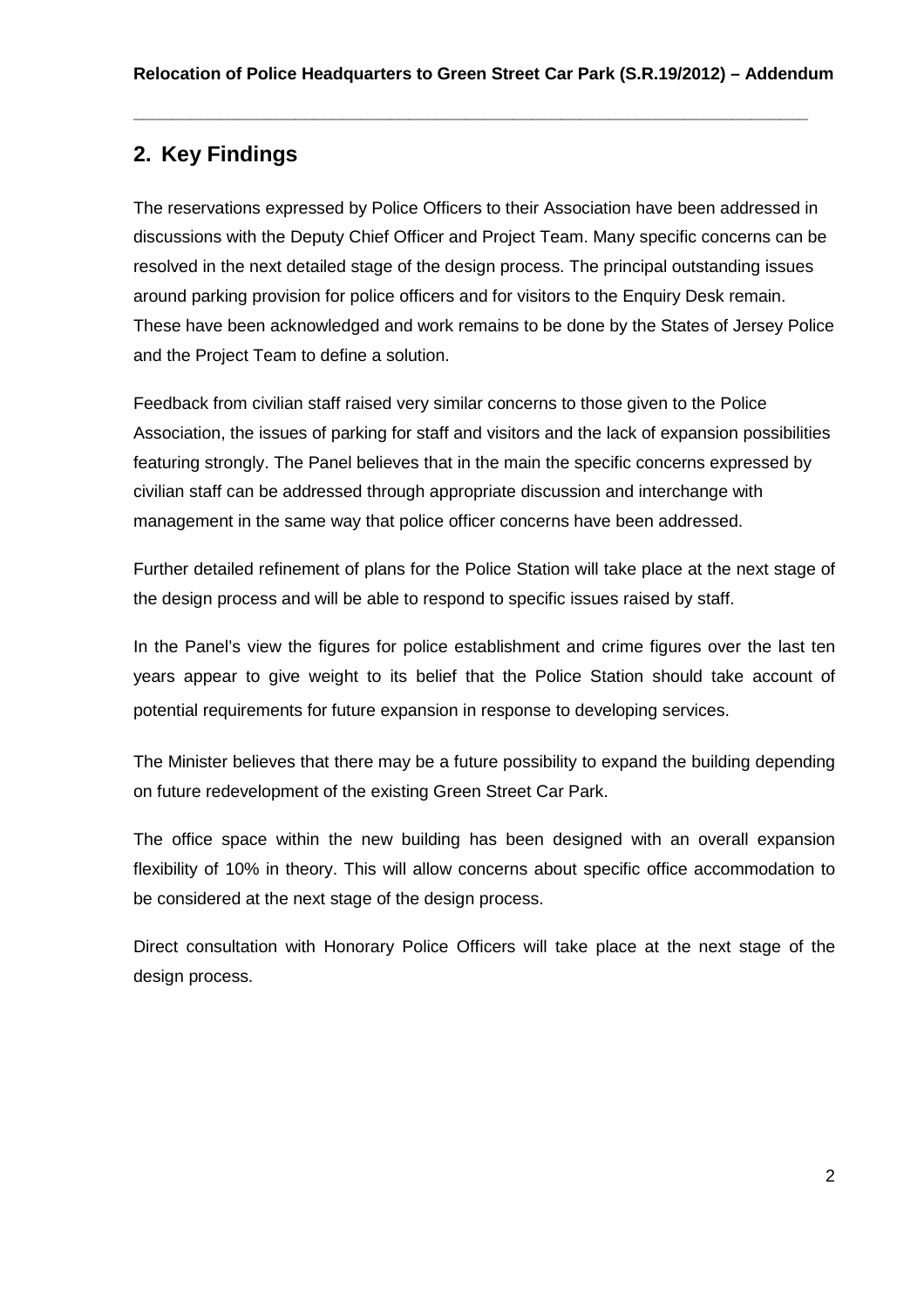## 2. Key Findings

The reservations expressed by Police Officers to their Association have been addressed in discussions with the Deputy Chief Officer and Project Team. Many specific concerns can be resolved in the next detailed stage of the design process. The principal outstanding issues around parking provision for police officers and for visitors to the Enquiry Desk remain. These have been acknowledged and work remains to be done by the States of Jersey Police and the Project Team to define a solution.

Feedback from civilian staff raised very similar concerns to those given to the Police Association, the issues of parking for staff and visitors and the lack of expansion possibilities featuring strongly. The Panel believes that in the main the specific concerns expressed by civilian staff can be addressed through appropriate discussion and interchange with management in the same way that police officer concerns have been addressed.

Further detailed refinement of plans for the Police Station will take place at the next stage of the design process and will be able to respond to specific issues raised by staff.

In the Panel's view the figures for police establishment and crime figures over the last ten years appear to give weight to its belief that the Police Station should take account of potential requirements for future expansion in response to developing services.

The Minister believes that there may be a future possibility to expand the building depending on future redevelopment of the existing Green Street Car Park.

The office space within the new building has been designed with an overall expansion flexibility of 10% in theory. This will allow concerns about specific office accommodation to be considered at the next stage of the design process.

Direct consultation with Honorary Police Officers will take place at the next stage of the design process.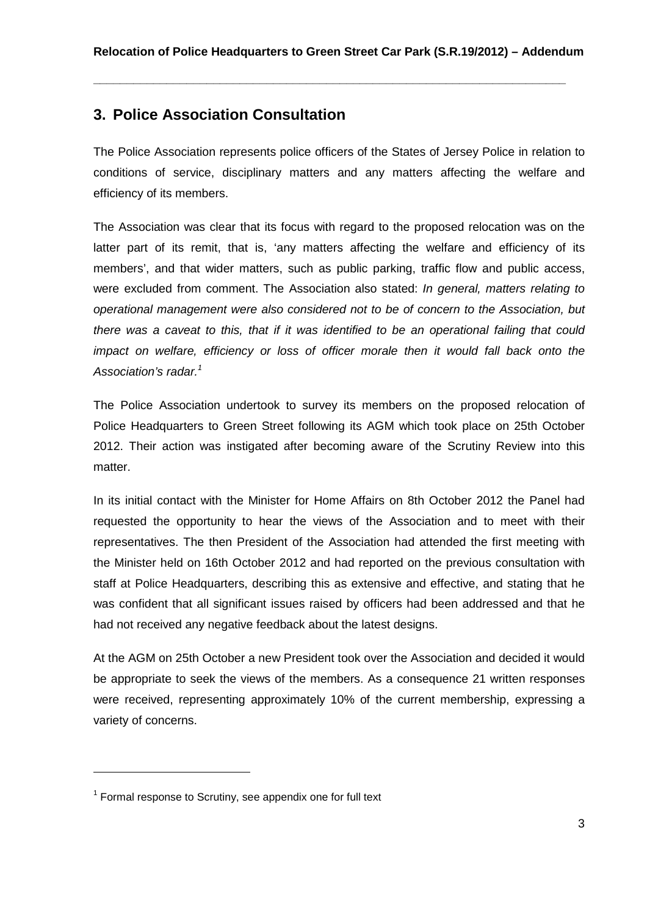## 3. Police Association Consultation

The Police Association represents police officers of the States of Jersey Police in relation to conditions of service, disciplinary matters and any matters affecting the welfare and efficiency of its members.

The Association was clear that its focus with regard to the proposed relocation was on the latter part of its remit, that is, 'any matters affecting the welfare and efficiency of its members', and that wider matters, such as public parking, traffic flow and public access, were excluded from comment. The Association also stated: *In general, matters relating to operational management were also considered not to be of concern to the Association, but there was a caveat to this, that if it was identified to be an operational failing that could impact on welfare, efficiency or loss of officer morale then it would fall back onto the Association's radar.*[1]

The Police Association undertook to survey its members on the proposed relocation of Police Headquarters to Green Street following its AGM which took place on 25th October 2012. Their action was instigated after becoming aware of the Scrutiny Review into this matter.

In its initial contact with the Minister for Home Affairs on 8th October 2012 the Panel had requested the opportunity to hear the views of the Association and to meet with their representatives. The then President of the Association had attended the first meeting with the Minister held on 16th October 2012 and had reported on the previous consultation with staff at Police Headquarters, describing this as extensive and effective, and stating that he was confident that all significant issues raised by officers had been addressed and that he had not received any negative feedback about the latest designs.

At the AGM on 25th October a new President took over the Association and decided it would be appropriate to seek the views of the members. As a consequence 21 written responses were received, representing approximately 10% of the current membership, expressing a variety of concerns.

---

[1] Formal response to Scrutiny, see appendix one for full text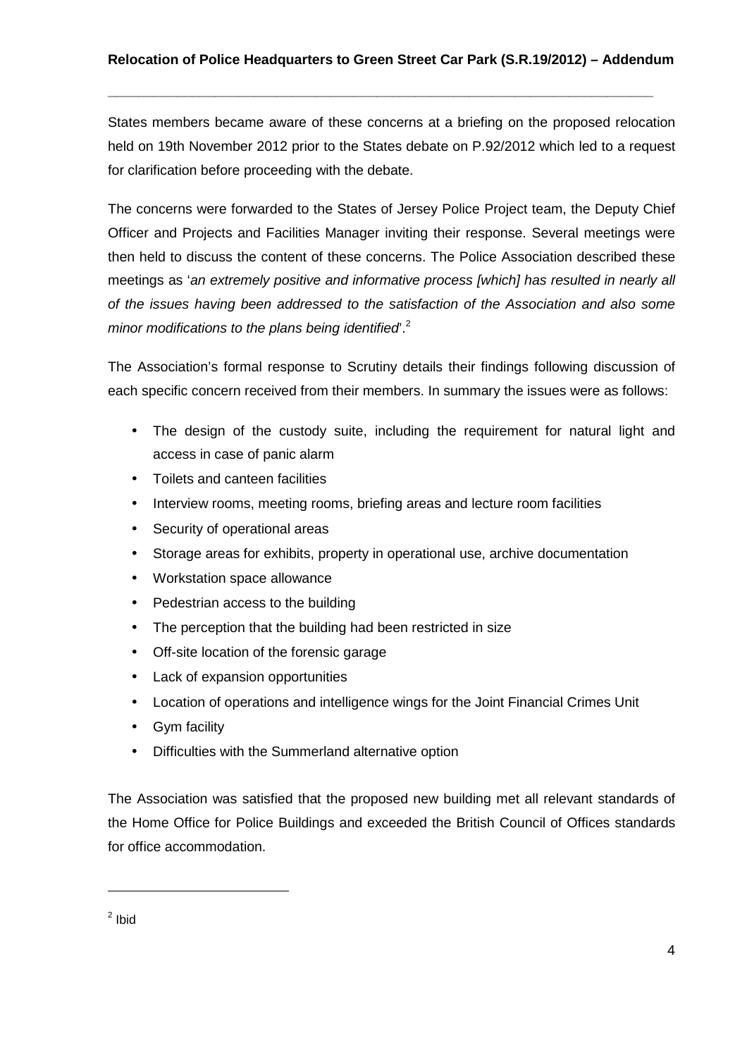States members became aware of these concerns at a briefing on the proposed relocation held on 19th November 2012 prior to the States debate on P.92/2012 which led to a request for clarification before proceeding with the debate.

The concerns were forwarded to the States of Jersey Police Project team, the Deputy Chief Officer and Projects and Facilities Manager inviting their response. Several meetings were then held to discuss the content of these concerns. The Police Association described these meetings as '*an extremely positive and informative process [which] has resulted in nearly all of the issues having been addressed to the satisfaction of the Association and also some minor modifications to the plans being identified*'.[2]

The Association's formal response to Scrutiny details their findings following discussion of each specific concern received from their members. In summary the issues were as follows:

- The design of the custody suite, including the requirement for natural light and access in case of panic alarm
- Toilets and canteen facilities
- Interview rooms, meeting rooms, briefing areas and lecture room facilities
- Security of operational areas
- Storage areas for exhibits, property in operational use, archive documentation
- Workstation space allowance
- Pedestrian access to the building
- The perception that the building had been restricted in size
- Off-site location of the forensic garage
- Lack of expansion opportunities
- Location of operations and intelligence wings for the Joint Financial Crimes Unit
- Gym facility
- Difficulties with the Summerland alternative option

The Association was satisfied that the proposed new building met all relevant standards of the Home Office for Police Buildings and exceeded the British Council of Offices standards for office accommodation.

[2] Ibid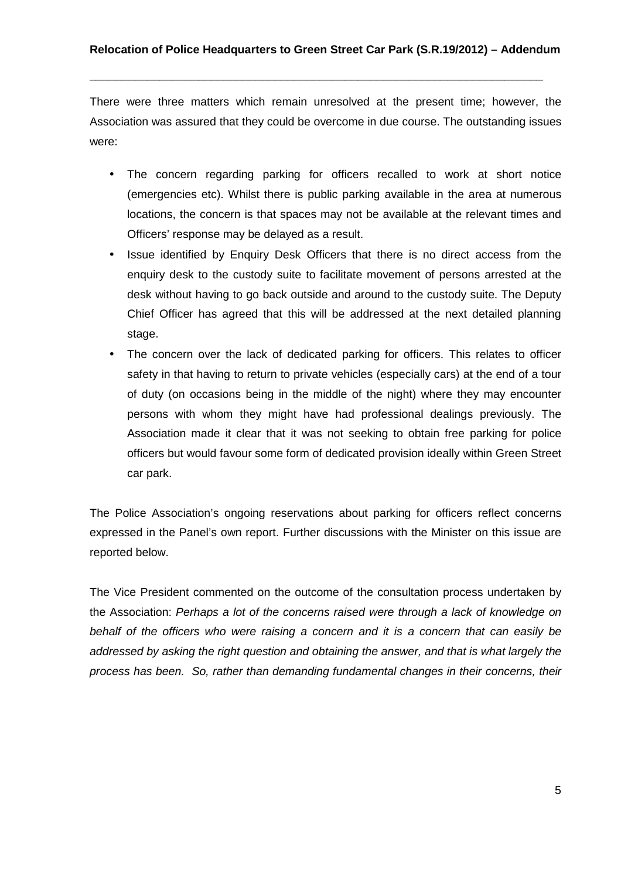There were three matters which remain unresolved at the present time; however, the Association was assured that they could be overcome in due course. The outstanding issues were:

- The concern regarding parking for officers recalled to work at short notice (emergencies etc). Whilst there is public parking available in the area at numerous locations, the concern is that spaces may not be available at the relevant times and Officers' response may be delayed as a result.
- Issue identified by Enquiry Desk Officers that there is no direct access from the enquiry desk to the custody suite to facilitate movement of persons arrested at the desk without having to go back outside and around to the custody suite. The Deputy Chief Officer has agreed that this will be addressed at the next detailed planning stage.
- The concern over the lack of dedicated parking for officers. This relates to officer safety in that having to return to private vehicles (especially cars) at the end of a tour of duty (on occasions being in the middle of the night) where they may encounter persons with whom they might have had professional dealings previously. The Association made it clear that it was not seeking to obtain free parking for police officers but would favour some form of dedicated provision ideally within Green Street car park.

The Police Association's ongoing reservations about parking for officers reflect concerns expressed in the Panel's own report. Further discussions with the Minister on this issue are reported below.

The Vice President commented on the outcome of the consultation process undertaken by the Association: *Perhaps a lot of the concerns raised were through a lack of knowledge on behalf of the officers who were raising a concern and it is a concern that can easily be addressed by asking the right question and obtaining the answer, and that is what largely the process has been. So, rather than demanding fundamental changes in their concerns, their*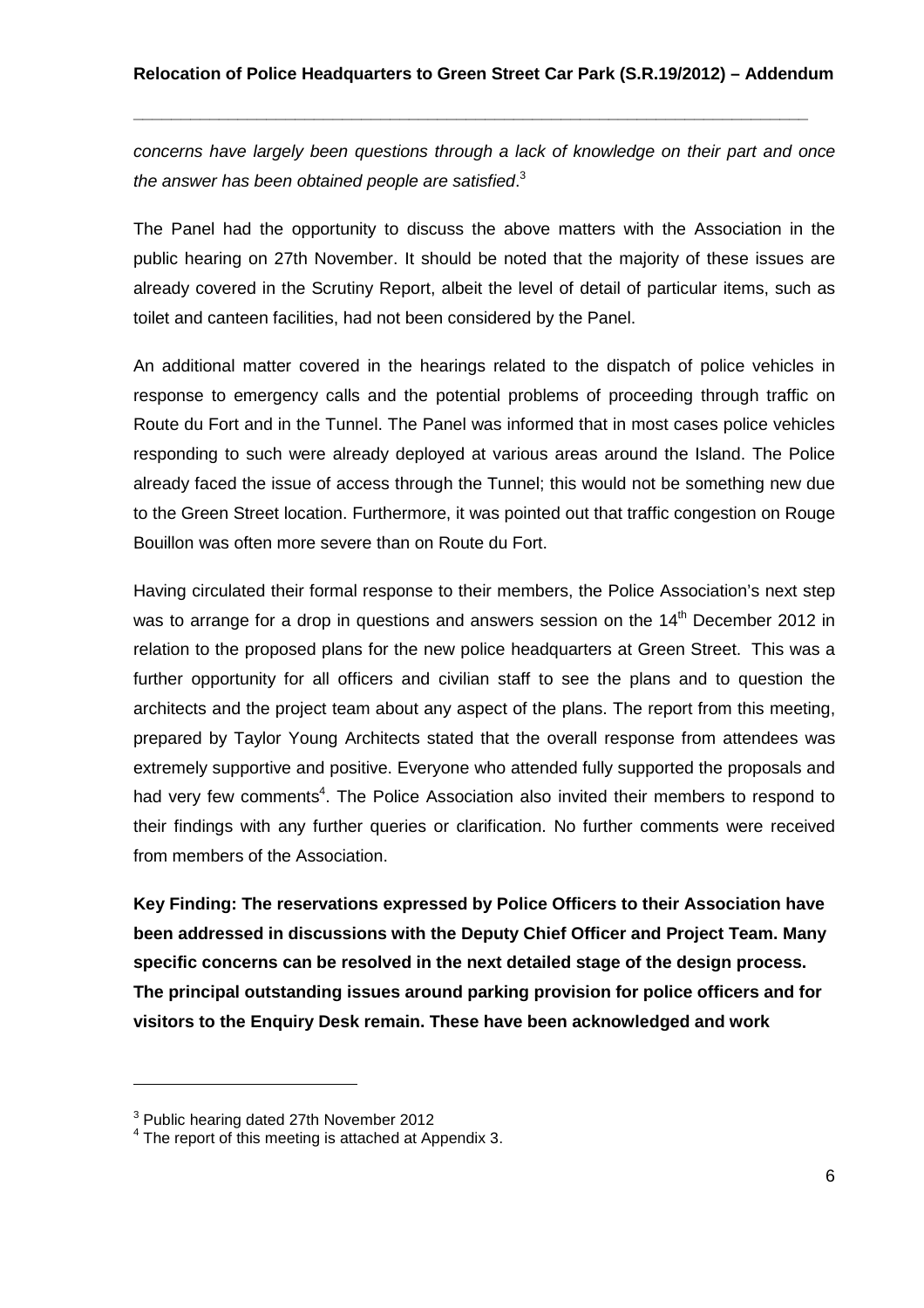*concerns have largely been questions through a lack of knowledge on their part and once the answer has been obtained people are satisfied*.[3]

The Panel had the opportunity to discuss the above matters with the Association in the public hearing on 27th November. It should be noted that the majority of these issues are already covered in the Scrutiny Report, albeit the level of detail of particular items, such as toilet and canteen facilities, had not been considered by the Panel.

An additional matter covered in the hearings related to the dispatch of police vehicles in response to emergency calls and the potential problems of proceeding through traffic on Route du Fort and in the Tunnel. The Panel was informed that in most cases police vehicles responding to such were already deployed at various areas around the Island. The Police already faced the issue of access through the Tunnel; this would not be something new due to the Green Street location. Furthermore, it was pointed out that traffic congestion on Rouge Bouillon was often more severe than on Route du Fort.

Having circulated their formal response to their members, the Police Association's next step was to arrange for a drop in questions and answers session on the 14th December 2012 in relation to the proposed plans for the new police headquarters at Green Street. This was a further opportunity for all officers and civilian staff to see the plans and to question the architects and the project team about any aspect of the plans. The report from this meeting, prepared by Taylor Young Architects stated that the overall response from attendees was extremely supportive and positive. Everyone who attended fully supported the proposals and had very few comments[4]. The Police Association also invited their members to respond to their findings with any further queries or clarification. No further comments were received from members of the Association.

**Key Finding: The reservations expressed by Police Officers to their Association have been addressed in discussions with the Deputy Chief Officer and Project Team. Many specific concerns can be resolved in the next detailed stage of the design process. The principal outstanding issues around parking provision for police officers and for visitors to the Enquiry Desk remain. These have been acknowledged and work**

---

[3] Public hearing dated 27th November 2012

[4] The report of this meeting is attached at Appendix 3.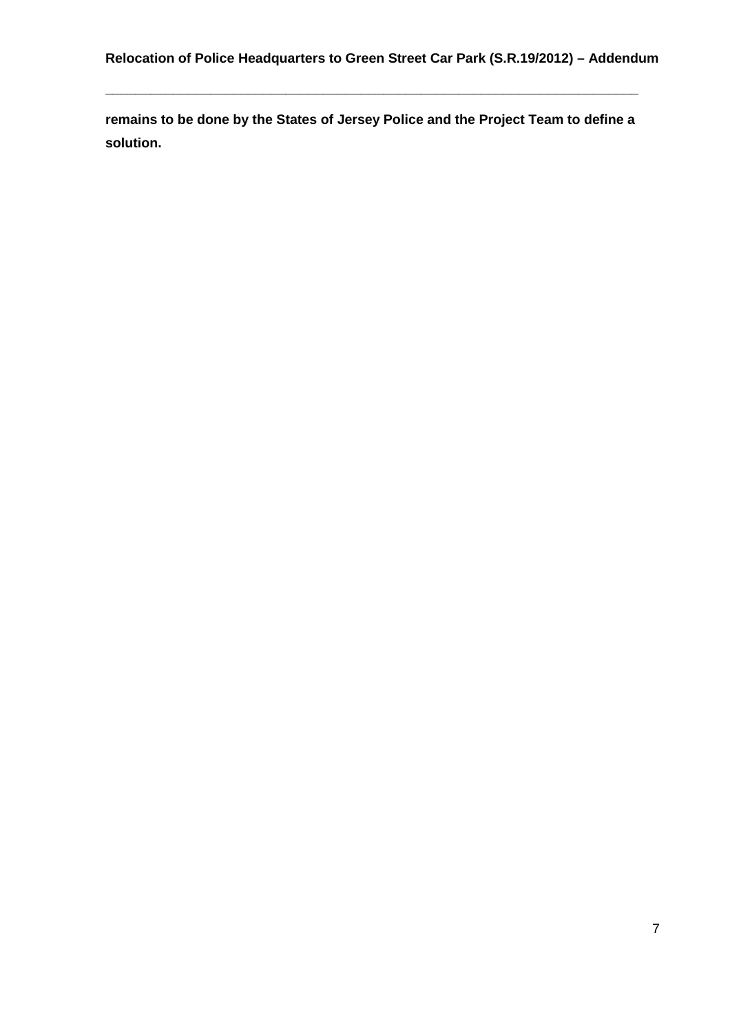**remains to be done by the States of Jersey Police and the Project Team to define a solution.**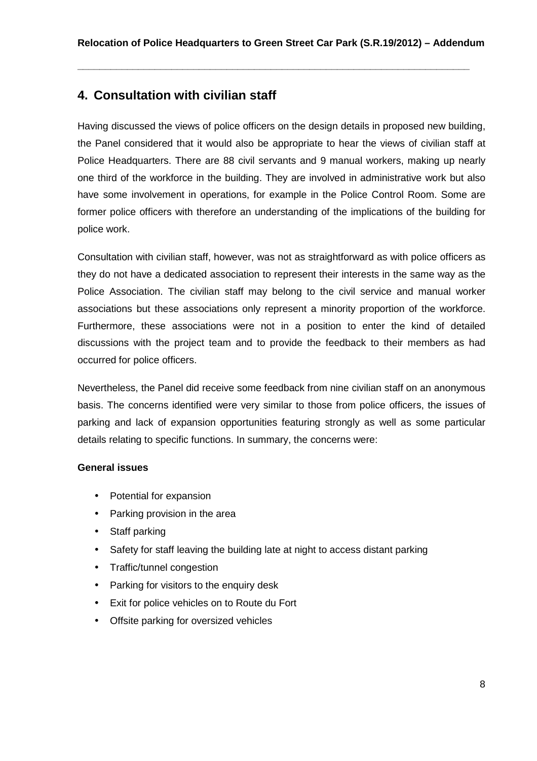## 4. Consultation with civilian staff

Having discussed the views of police officers on the design details in proposed new building, the Panel considered that it would also be appropriate to hear the views of civilian staff at Police Headquarters. There are 88 civil servants and 9 manual workers, making up nearly one third of the workforce in the building. They are involved in administrative work but also have some involvement in operations, for example in the Police Control Room. Some are former police officers with therefore an understanding of the implications of the building for police work.

Consultation with civilian staff, however, was not as straightforward as with police officers as they do not have a dedicated association to represent their interests in the same way as the Police Association. The civilian staff may belong to the civil service and manual worker associations but these associations only represent a minority proportion of the workforce. Furthermore, these associations were not in a position to enter the kind of detailed discussions with the project team and to provide the feedback to their members as had occurred for police officers.

Nevertheless, the Panel did receive some feedback from nine civilian staff on an anonymous basis. The concerns identified were very similar to those from police officers, the issues of parking and lack of expansion opportunities featuring strongly as well as some particular details relating to specific functions. In summary, the concerns were:

**General issues**

- Potential for expansion
- Parking provision in the area
- Staff parking
- Safety for staff leaving the building late at night to access distant parking
- Traffic/tunnel congestion
- Parking for visitors to the enquiry desk
- Exit for police vehicles on to Route du Fort
- Offsite parking for oversized vehicles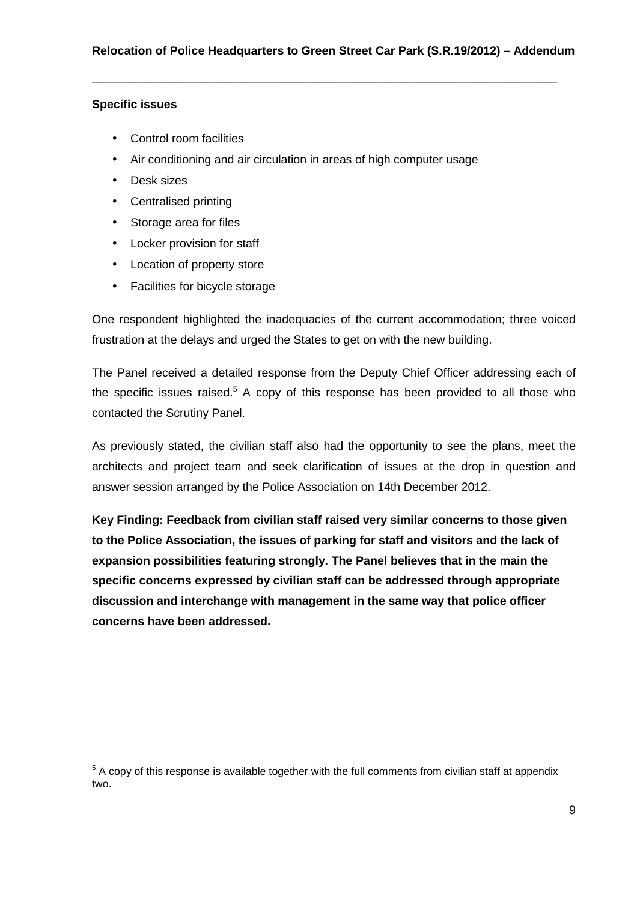**Specific issues**

- Control room facilities
- Air conditioning and air circulation in areas of high computer usage
- Desk sizes
- Centralised printing
- Storage area for files
- Locker provision for staff
- Location of property store
- Facilities for bicycle storage

One respondent highlighted the inadequacies of the current accommodation; three voiced frustration at the delays and urged the States to get on with the new building.

The Panel received a detailed response from the Deputy Chief Officer addressing each of the specific issues raised.[5] A copy of this response has been provided to all those who contacted the Scrutiny Panel.

As previously stated, the civilian staff also had the opportunity to see the plans, meet the architects and project team and seek clarification of issues at the drop in question and answer session arranged by the Police Association on 14th December 2012.

**Key Finding: Feedback from civilian staff raised very similar concerns to those given to the Police Association, the issues of parking for staff and visitors and the lack of expansion possibilities featuring strongly. The Panel believes that in the main the specific concerns expressed by civilian staff can be addressed through appropriate discussion and interchange with management in the same way that police officer concerns have been addressed.**

---

[5] A copy of this response is available together with the full comments from civilian staff at appendix two.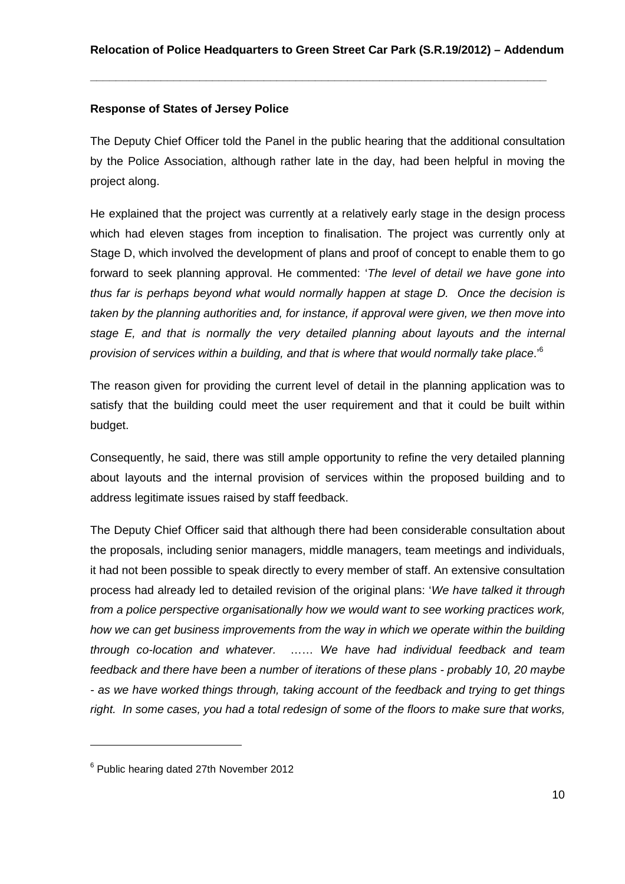**Response of States of Jersey Police**

The Deputy Chief Officer told the Panel in the public hearing that the additional consultation by the Police Association, although rather late in the day, had been helpful in moving the project along.

He explained that the project was currently at a relatively early stage in the design process which had eleven stages from inception to finalisation. The project was currently only at Stage D, which involved the development of plans and proof of concept to enable them to go forward to seek planning approval. He commented: '*The level of detail we have gone into thus far is perhaps beyond what would normally happen at stage D. Once the decision is taken by the planning authorities and, for instance, if approval were given, we then move into stage E, and that is normally the very detailed planning about layouts and the internal provision of services within a building, and that is where that would normally take place*.'[6]

The reason given for providing the current level of detail in the planning application was to satisfy that the building could meet the user requirement and that it could be built within budget.

Consequently, he said, there was still ample opportunity to refine the very detailed planning about layouts and the internal provision of services within the proposed building and to address legitimate issues raised by staff feedback.

The Deputy Chief Officer said that although there had been considerable consultation about the proposals, including senior managers, middle managers, team meetings and individuals, it had not been possible to speak directly to every member of staff. An extensive consultation process had already led to detailed revision of the original plans: '*We have talked it through from a police perspective organisationally how we would want to see working practices work, how we can get business improvements from the way in which we operate within the building through co-location and whatever.* …… *We have had individual feedback and team feedback and there have been a number of iterations of these plans - probably 10, 20 maybe - as we have worked things through, taking account of the feedback and trying to get things right. In some cases, you had a total redesign of some of the floors to make sure that works,*

[6] Public hearing dated 27th November 2012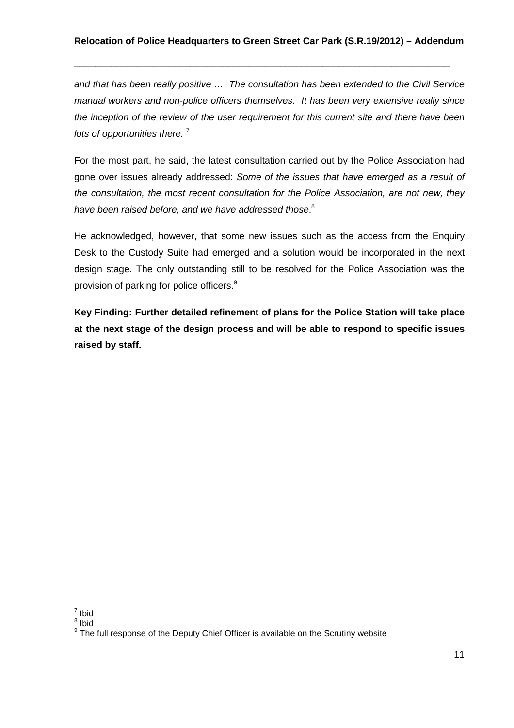*and that has been really positive … The consultation has been extended to the Civil Service manual workers and non-police officers themselves. It has been very extensive really since the inception of the review of the user requirement for this current site and there have been lots of opportunities there.* [7]

For the most part, he said, the latest consultation carried out by the Police Association had gone over issues already addressed: *Some of the issues that have emerged as a result of the consultation, the most recent consultation for the Police Association, are not new, they have been raised before, and we have addressed those*.[8]

He acknowledged, however, that some new issues such as the access from the Enquiry Desk to the Custody Suite had emerged and a solution would be incorporated in the next design stage. The only outstanding still to be resolved for the Police Association was the provision of parking for police officers.[9]

**Key Finding: Further detailed refinement of plans for the Police Station will take place at the next stage of the design process and will be able to respond to specific issues raised by staff.**

---

[7] Ibid
[8] Ibid
[9] The full response of the Deputy Chief Officer is available on the Scrutiny website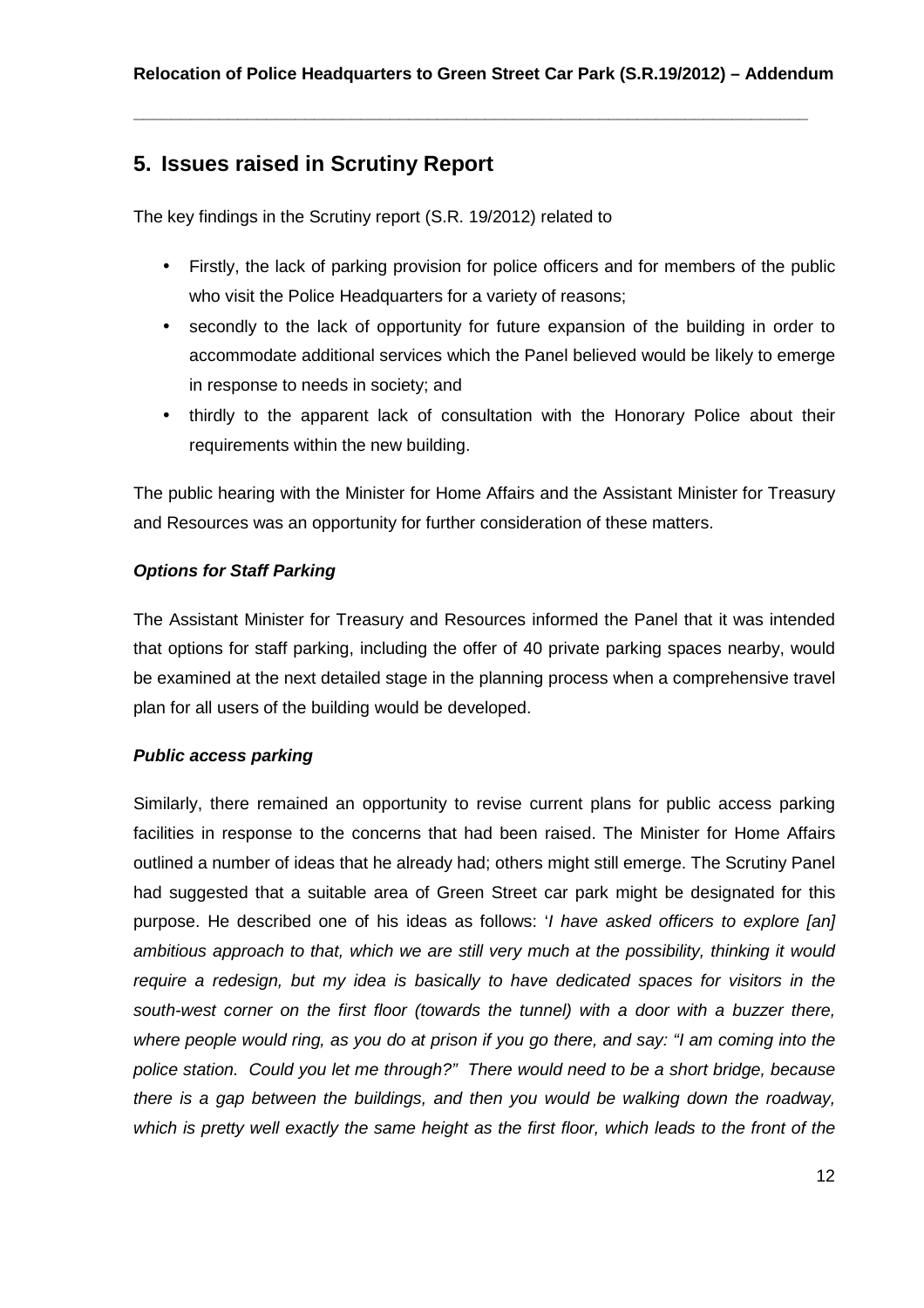## 5. Issues raised in Scrutiny Report

The key findings in the Scrutiny report (S.R. 19/2012) related to

- Firstly, the lack of parking provision for police officers and for members of the public who visit the Police Headquarters for a variety of reasons;
- secondly to the lack of opportunity for future expansion of the building in order to accommodate additional services which the Panel believed would be likely to emerge in response to needs in society; and
- thirdly to the apparent lack of consultation with the Honorary Police about their requirements within the new building.

The public hearing with the Minister for Home Affairs and the Assistant Minister for Treasury and Resources was an opportunity for further consideration of these matters.

***Options for Staff Parking***

The Assistant Minister for Treasury and Resources informed the Panel that it was intended that options for staff parking, including the offer of 40 private parking spaces nearby, would be examined at the next detailed stage in the planning process when a comprehensive travel plan for all users of the building would be developed.

***Public access parking***

Similarly, there remained an opportunity to revise current plans for public access parking facilities in response to the concerns that had been raised. The Minister for Home Affairs outlined a number of ideas that he already had; others might still emerge. The Scrutiny Panel had suggested that a suitable area of Green Street car park might be designated for this purpose. He described one of his ideas as follows: '*I have asked officers to explore [an] ambitious approach to that, which we are still very much at the possibility, thinking it would require a redesign, but my idea is basically to have dedicated spaces for visitors in the south-west corner on the first floor (towards the tunnel) with a door with a buzzer there, where people would ring, as you do at prison if you go there, and say: "I am coming into the police station. Could you let me through?" There would need to be a short bridge, because there is a gap between the buildings, and then you would be walking down the roadway, which is pretty well exactly the same height as the first floor, which leads to the front of the*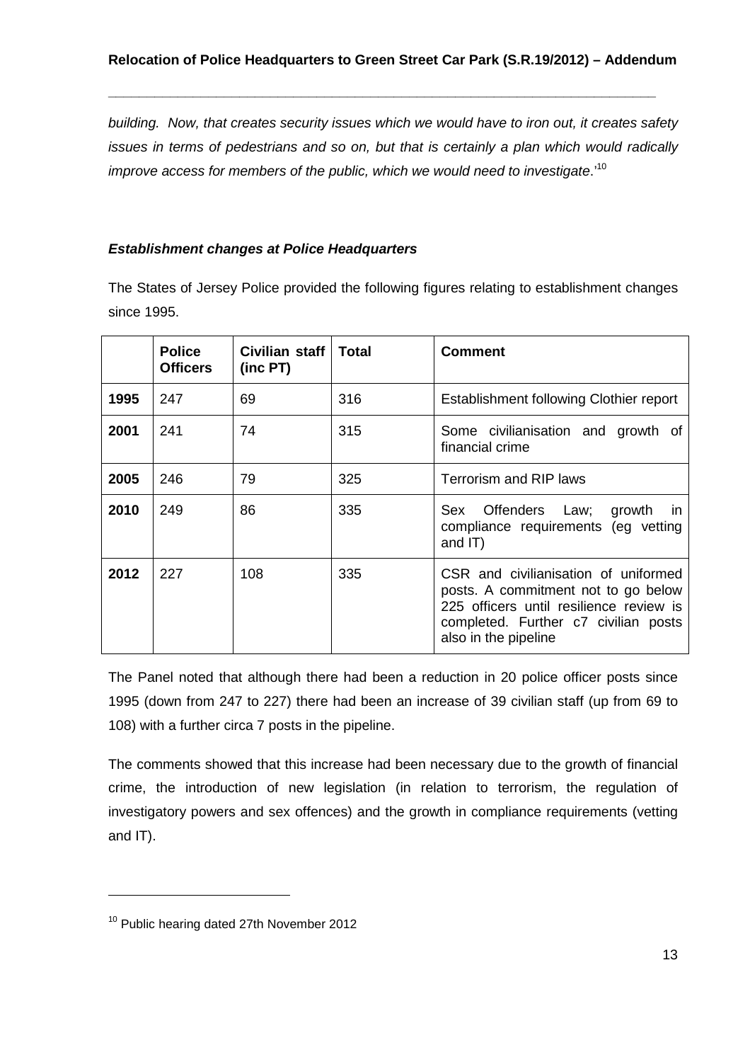*building. Now, that creates security issues which we would have to iron out, it creates safety issues in terms of pedestrians and so on, but that is certainly a plan which would radically improve access for members of the public, which we would need to investigate*.'[10]

### *Establishment changes at Police Headquarters*

The States of Jersey Police provided the following figures relating to establishment changes since 1995.

| | Police Officers | Civilian staff (inc PT) | Total | Comment |
|---|---|---|---|---|
| **1995** | 247 | 69 | 316 | Establishment following Clothier report |
| **2001** | 241 | 74 | 315 | Some civilianisation and growth of financial crime |
| **2005** | 246 | 79 | 325 | Terrorism and RIP laws |
| **2010** | 249 | 86 | 335 | Sex Offenders Law; growth in compliance requirements (eg vetting and IT) |
| **2012** | 227 | 108 | 335 | CSR and civilianisation of uniformed posts. A commitment not to go below 225 officers until resilience review is completed. Further c7 civilian posts also in the pipeline |

The Panel noted that although there had been a reduction in 20 police officer posts since 1995 (down from 247 to 227) there had been an increase of 39 civilian staff (up from 69 to 108) with a further circa 7 posts in the pipeline.

The comments showed that this increase had been necessary due to the growth of financial crime, the introduction of new legislation (in relation to terrorism, the regulation of investigatory powers and sex offences) and the growth in compliance requirements (vetting and IT).

[10] Public hearing dated 27th November 2012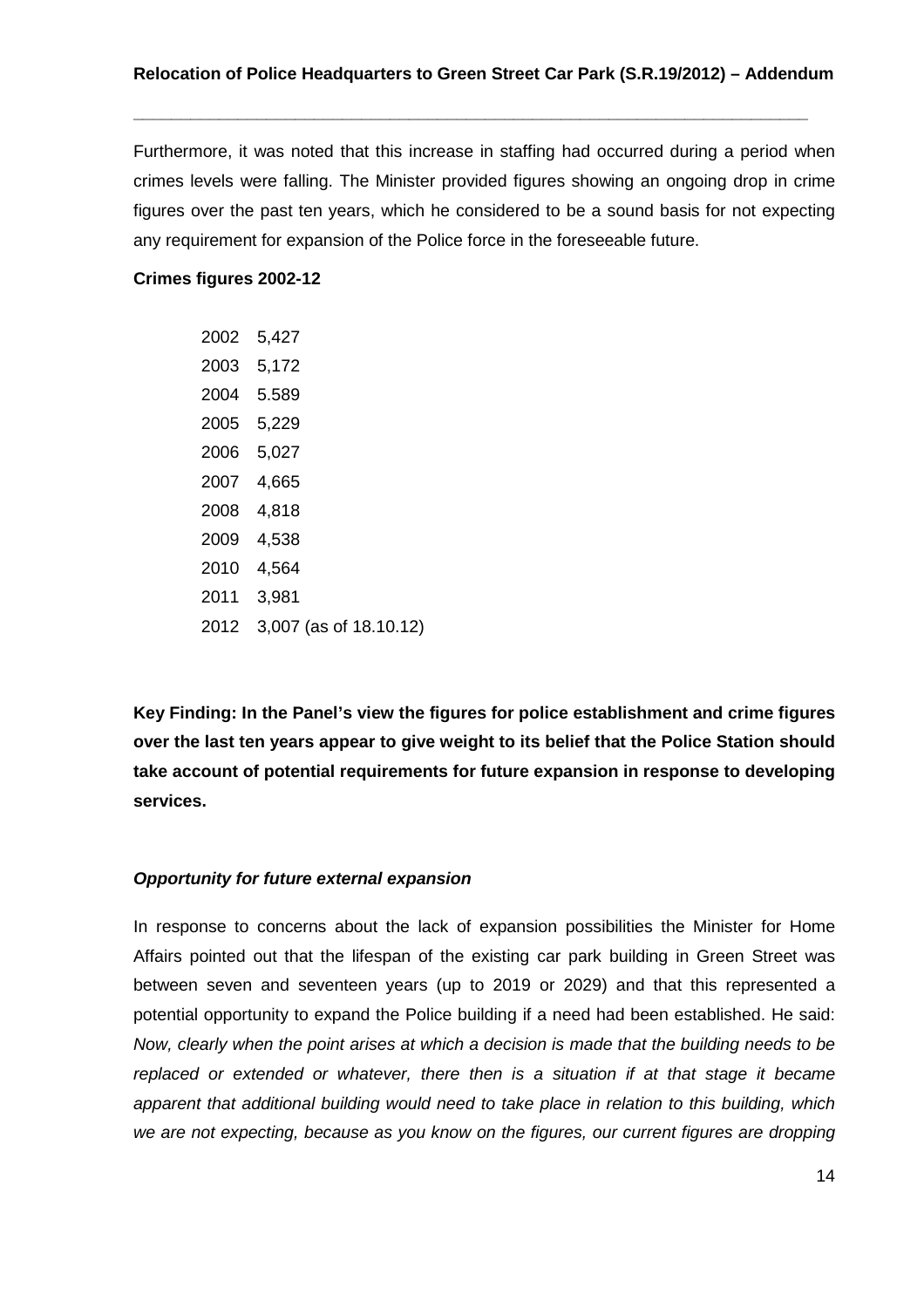Furthermore, it was noted that this increase in staffing had occurred during a period when crimes levels were falling. The Minister provided figures showing an ongoing drop in crime figures over the past ten years, which he considered to be a sound basis for not expecting any requirement for expansion of the Police force in the foreseeable future.

**Crimes figures 2002-12**

| | |
|---|---|
| 2002 | 5,427 |
| 2003 | 5,172 |
| 2004 | 5.589 |
| 2005 | 5,229 |
| 2006 | 5,027 |
| 2007 | 4,665 |
| 2008 | 4,818 |
| 2009 | 4,538 |
| 2010 | 4,564 |
| 2011 | 3,981 |
| 2012 | 3,007 (as of 18.10.12) |

**Key Finding: In the Panel's view the figures for police establishment and crime figures over the last ten years appear to give weight to its belief that the Police Station should take account of potential requirements for future expansion in response to developing services.**

***Opportunity for future external expansion***

In response to concerns about the lack of expansion possibilities the Minister for Home Affairs pointed out that the lifespan of the existing car park building in Green Street was between seven and seventeen years (up to 2019 or 2029) and that this represented a potential opportunity to expand the Police building if a need had been established. He said: *Now, clearly when the point arises at which a decision is made that the building needs to be replaced or extended or whatever, there then is a situation if at that stage it became apparent that additional building would need to take place in relation to this building, which we are not expecting, because as you know on the figures, our current figures are dropping*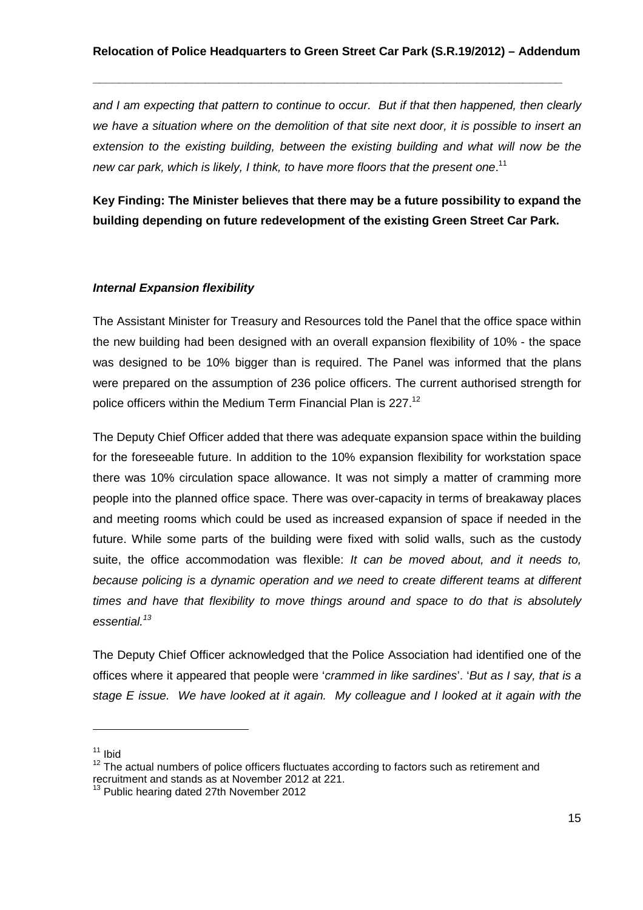*and I am expecting that pattern to continue to occur. But if that then happened, then clearly we have a situation where on the demolition of that site next door, it is possible to insert an extension to the existing building, between the existing building and what will now be the new car park, which is likely, I think, to have more floors that the present one*.[11]

**Key Finding: The Minister believes that there may be a future possibility to expand the building depending on future redevelopment of the existing Green Street Car Park.**

***Internal Expansion flexibility***

The Assistant Minister for Treasury and Resources told the Panel that the office space within the new building had been designed with an overall expansion flexibility of 10% - the space was designed to be 10% bigger than is required. The Panel was informed that the plans were prepared on the assumption of 236 police officers. The current authorised strength for police officers within the Medium Term Financial Plan is 227.[12]

The Deputy Chief Officer added that there was adequate expansion space within the building for the foreseeable future. In addition to the 10% expansion flexibility for workstation space there was 10% circulation space allowance. It was not simply a matter of cramming more people into the planned office space. There was over-capacity in terms of breakaway places and meeting rooms which could be used as increased expansion of space if needed in the future. While some parts of the building were fixed with solid walls, such as the custody suite, the office accommodation was flexible: *It can be moved about, and it needs to, because policing is a dynamic operation and we need to create different teams at different times and have that flexibility to move things around and space to do that is absolutely essential.*[13]

The Deputy Chief Officer acknowledged that the Police Association had identified one of the offices where it appeared that people were '*crammed in like sardines*'. '*But as I say, that is a stage E issue. We have looked at it again. My colleague and I looked at it again with the*

---

[11] Ibid

[12] The actual numbers of police officers fluctuates according to factors such as retirement and recruitment and stands as at November 2012 at 221.

[13] Public hearing dated 27th November 2012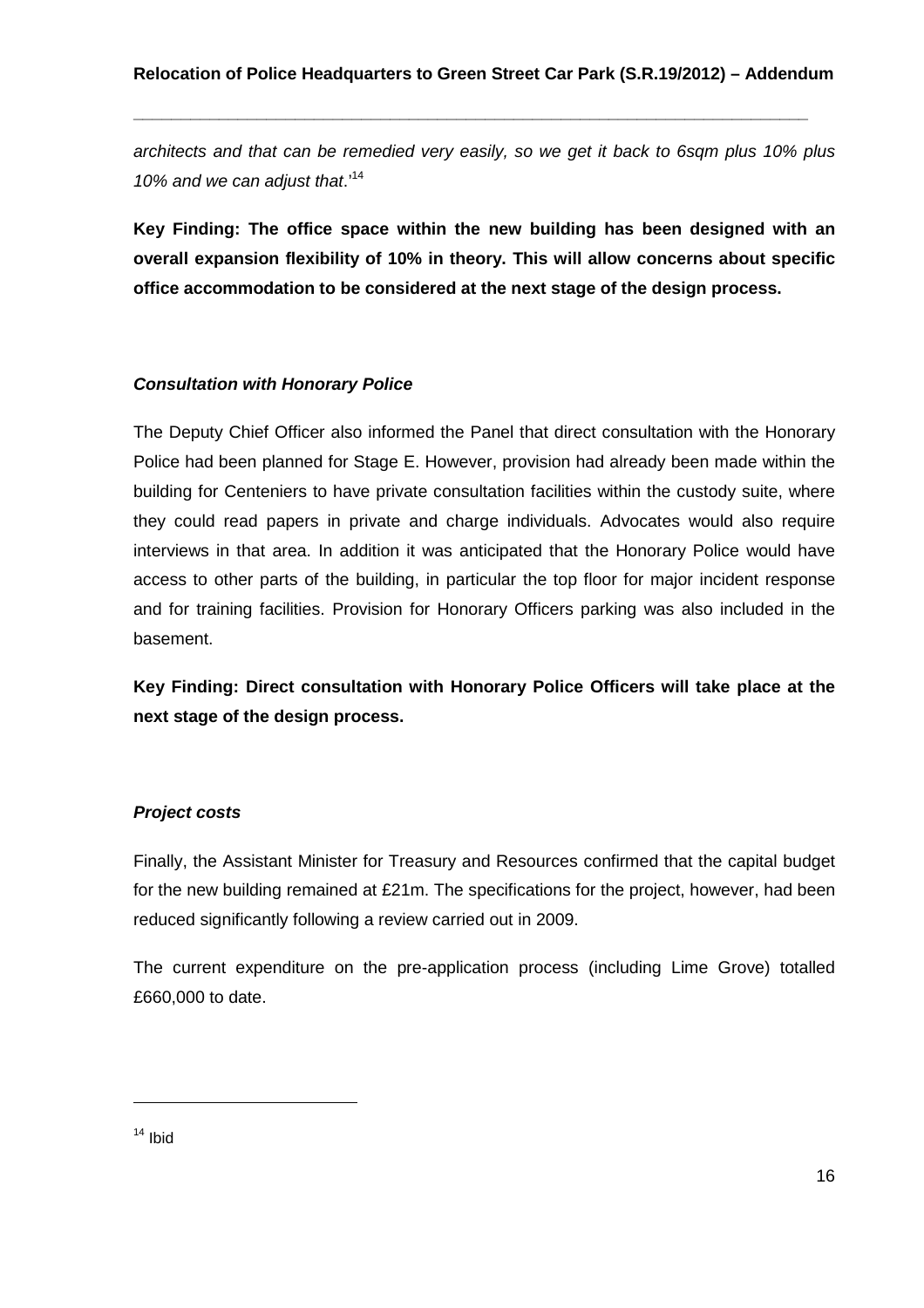*architects and that can be remedied very easily, so we get it back to 6sqm plus 10% plus 10% and we can adjust that*.'[14]

**Key Finding: The office space within the new building has been designed with an overall expansion flexibility of 10% in theory. This will allow concerns about specific office accommodation to be considered at the next stage of the design process.**

### *Consultation with Honorary Police*

The Deputy Chief Officer also informed the Panel that direct consultation with the Honorary Police had been planned for Stage E. However, provision had already been made within the building for Centeniers to have private consultation facilities within the custody suite, where they could read papers in private and charge individuals. Advocates would also require interviews in that area. In addition it was anticipated that the Honorary Police would have access to other parts of the building, in particular the top floor for major incident response and for training facilities. Provision for Honorary Officers parking was also included in the basement.

**Key Finding: Direct consultation with Honorary Police Officers will take place at the next stage of the design process.**

### *Project costs*

Finally, the Assistant Minister for Treasury and Resources confirmed that the capital budget for the new building remained at £21m. The specifications for the project, however, had been reduced significantly following a review carried out in 2009.

The current expenditure on the pre-application process (including Lime Grove) totalled £660,000 to date.

---

[14] Ibid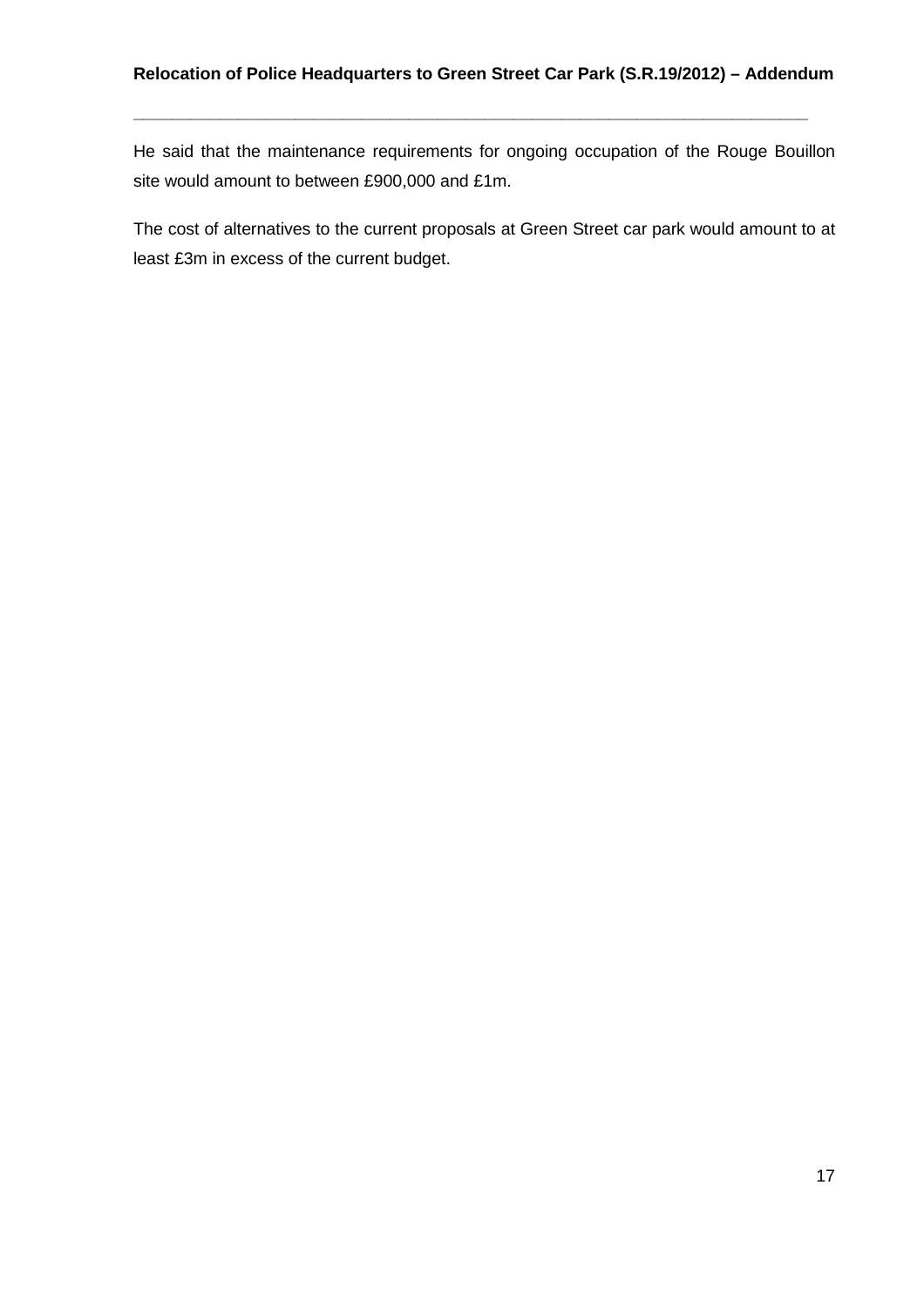He said that the maintenance requirements for ongoing occupation of the Rouge Bouillon site would amount to between £900,000 and £1m.

The cost of alternatives to the current proposals at Green Street car park would amount to at least £3m in excess of the current budget.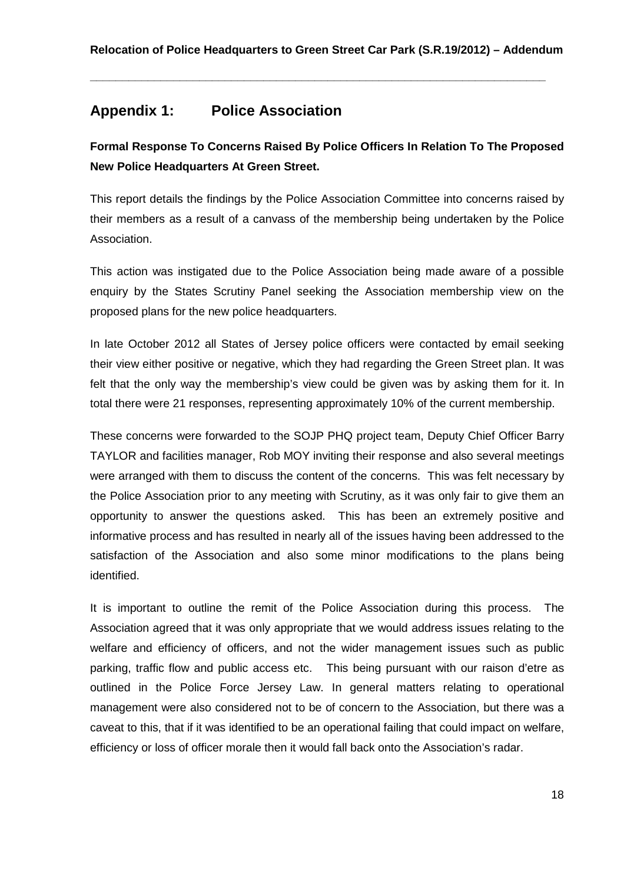## Appendix 1: Police Association

**Formal Response To Concerns Raised By Police Officers In Relation To The Proposed New Police Headquarters At Green Street.**

This report details the findings by the Police Association Committee into concerns raised by their members as a result of a canvass of the membership being undertaken by the Police Association.

This action was instigated due to the Police Association being made aware of a possible enquiry by the States Scrutiny Panel seeking the Association membership view on the proposed plans for the new police headquarters.

In late October 2012 all States of Jersey police officers were contacted by email seeking their view either positive or negative, which they had regarding the Green Street plan. It was felt that the only way the membership's view could be given was by asking them for it. In total there were 21 responses, representing approximately 10% of the current membership.

These concerns were forwarded to the SOJP PHQ project team, Deputy Chief Officer Barry TAYLOR and facilities manager, Rob MOY inviting their response and also several meetings were arranged with them to discuss the content of the concerns. This was felt necessary by the Police Association prior to any meeting with Scrutiny, as it was only fair to give them an opportunity to answer the questions asked. This has been an extremely positive and informative process and has resulted in nearly all of the issues having been addressed to the satisfaction of the Association and also some minor modifications to the plans being identified.

It is important to outline the remit of the Police Association during this process. The Association agreed that it was only appropriate that we would address issues relating to the welfare and efficiency of officers, and not the wider management issues such as public parking, traffic flow and public access etc. This being pursuant with our raison d'etre as outlined in the Police Force Jersey Law. In general matters relating to operational management were also considered not to be of concern to the Association, but there was a caveat to this, that if it was identified to be an operational failing that could impact on welfare, efficiency or loss of officer morale then it would fall back onto the Association's radar.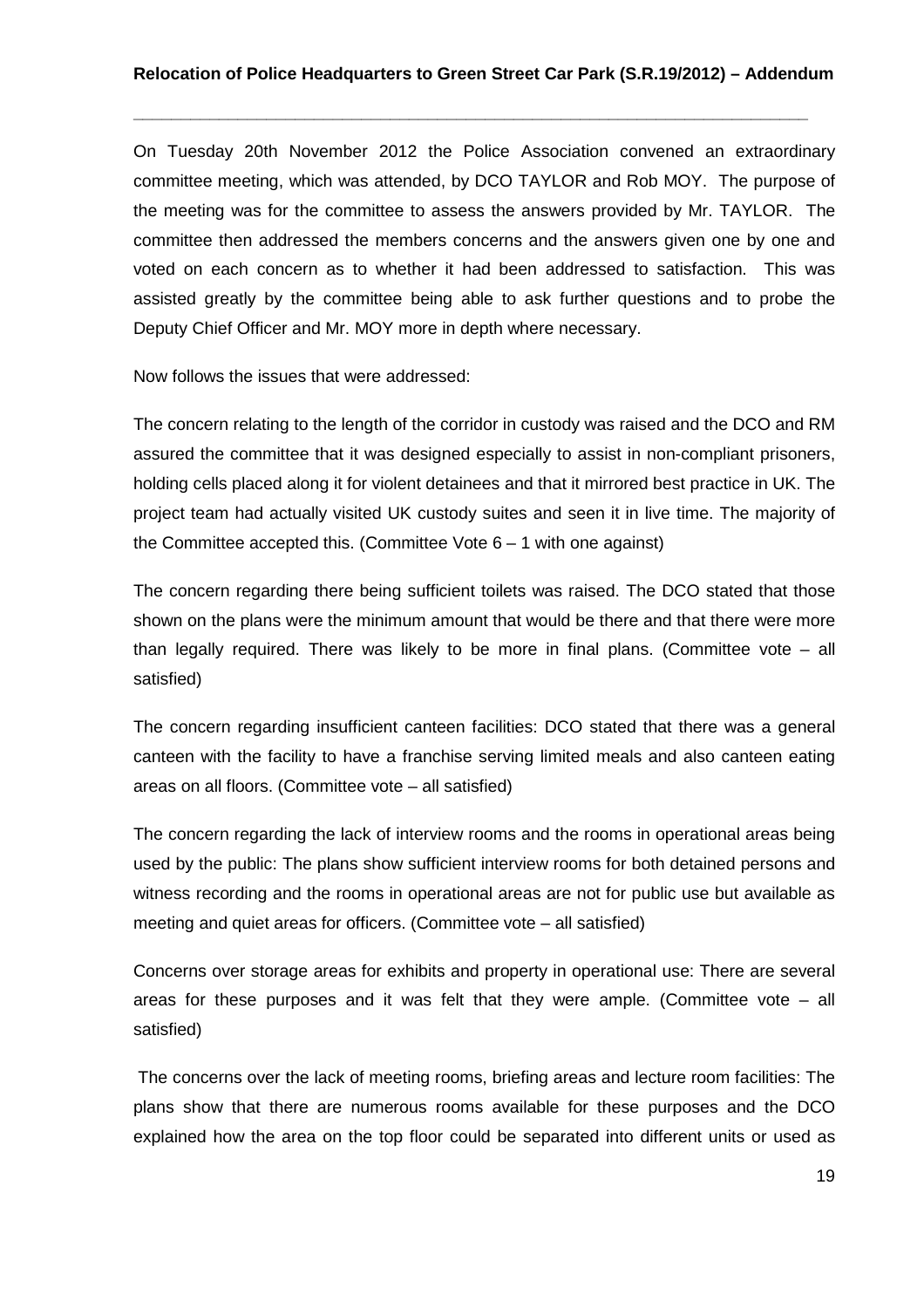**Relocation of Police Headquarters to Green Street Car Park (S.R.19/2012) – Addendum**

On Tuesday 20th November 2012 the Police Association convened an extraordinary committee meeting, which was attended, by DCO TAYLOR and Rob MOY. The purpose of the meeting was for the committee to assess the answers provided by Mr. TAYLOR. The committee then addressed the members concerns and the answers given one by one and voted on each concern as to whether it had been addressed to satisfaction. This was assisted greatly by the committee being able to ask further questions and to probe the Deputy Chief Officer and Mr. MOY more in depth where necessary.

Now follows the issues that were addressed:

The concern relating to the length of the corridor in custody was raised and the DCO and RM assured the committee that it was designed especially to assist in non-compliant prisoners, holding cells placed along it for violent detainees and that it mirrored best practice in UK. The project team had actually visited UK custody suites and seen it in live time. The majority of the Committee accepted this. (Committee Vote 6 – 1 with one against)

The concern regarding there being sufficient toilets was raised. The DCO stated that those shown on the plans were the minimum amount that would be there and that there were more than legally required. There was likely to be more in final plans. (Committee vote – all satisfied)

The concern regarding insufficient canteen facilities: DCO stated that there was a general canteen with the facility to have a franchise serving limited meals and also canteen eating areas on all floors. (Committee vote – all satisfied)

The concern regarding the lack of interview rooms and the rooms in operational areas being used by the public: The plans show sufficient interview rooms for both detained persons and witness recording and the rooms in operational areas are not for public use but available as meeting and quiet areas for officers. (Committee vote – all satisfied)

Concerns over storage areas for exhibits and property in operational use: There are several areas for these purposes and it was felt that they were ample. (Committee vote – all satisfied)

The concerns over the lack of meeting rooms, briefing areas and lecture room facilities: The plans show that there are numerous rooms available for these purposes and the DCO explained how the area on the top floor could be separated into different units or used as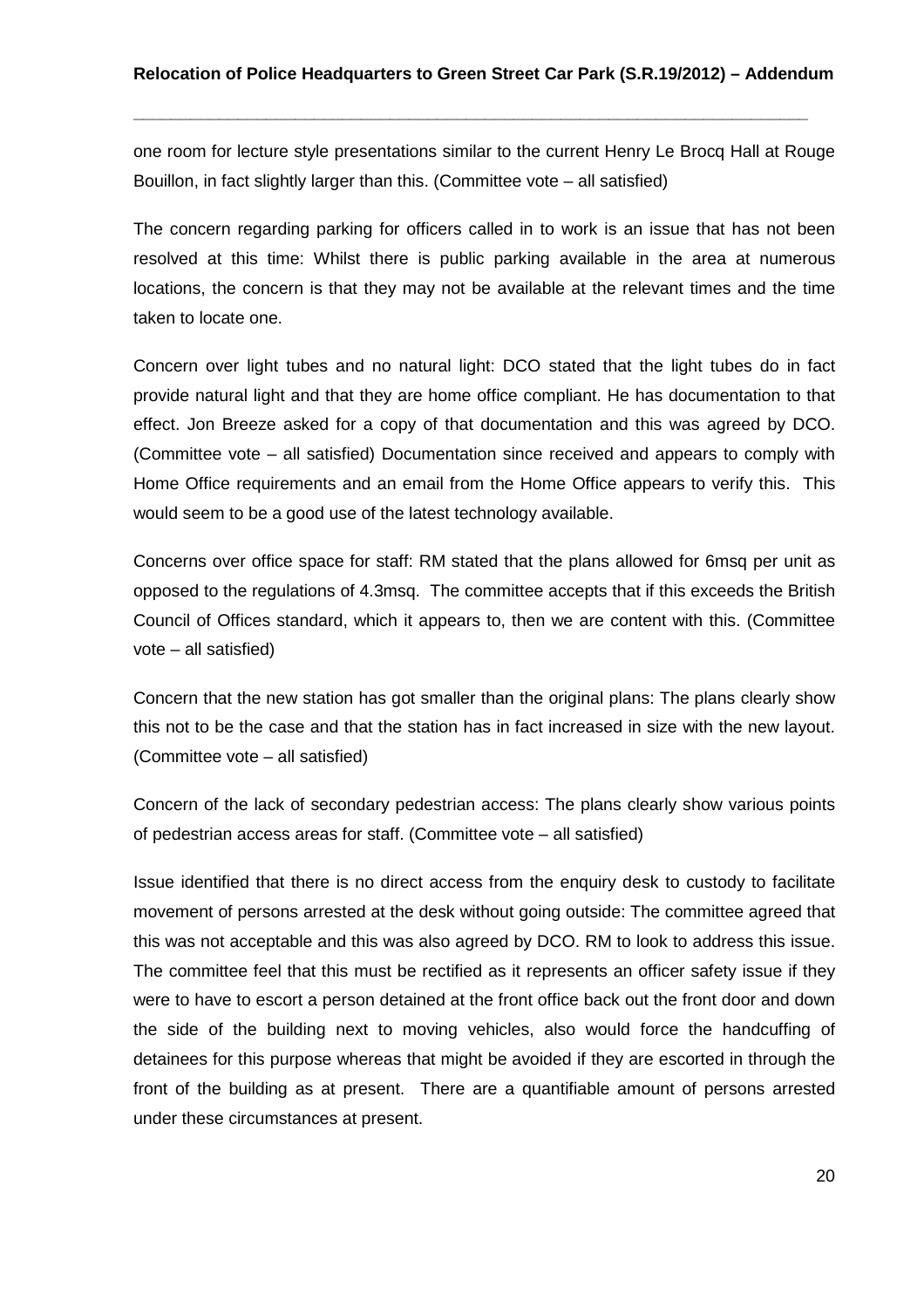one room for lecture style presentations similar to the current Henry Le Brocq Hall at Rouge Bouillon, in fact slightly larger than this. (Committee vote – all satisfied)

The concern regarding parking for officers called in to work is an issue that has not been resolved at this time: Whilst there is public parking available in the area at numerous locations, the concern is that they may not be available at the relevant times and the time taken to locate one.

Concern over light tubes and no natural light: DCO stated that the light tubes do in fact provide natural light and that they are home office compliant. He has documentation to that effect. Jon Breeze asked for a copy of that documentation and this was agreed by DCO. (Committee vote – all satisfied) Documentation since received and appears to comply with Home Office requirements and an email from the Home Office appears to verify this. This would seem to be a good use of the latest technology available.

Concerns over office space for staff: RM stated that the plans allowed for 6msq per unit as opposed to the regulations of 4.3msq. The committee accepts that if this exceeds the British Council of Offices standard, which it appears to, then we are content with this. (Committee vote – all satisfied)

Concern that the new station has got smaller than the original plans: The plans clearly show this not to be the case and that the station has in fact increased in size with the new layout. (Committee vote – all satisfied)

Concern of the lack of secondary pedestrian access: The plans clearly show various points of pedestrian access areas for staff. (Committee vote – all satisfied)

Issue identified that there is no direct access from the enquiry desk to custody to facilitate movement of persons arrested at the desk without going outside: The committee agreed that this was not acceptable and this was also agreed by DCO. RM to look to address this issue. The committee feel that this must be rectified as it represents an officer safety issue if they were to have to escort a person detained at the front office back out the front door and down the side of the building next to moving vehicles, also would force the handcuffing of detainees for this purpose whereas that might be avoided if they are escorted in through the front of the building as at present. There are a quantifiable amount of persons arrested under these circumstances at present.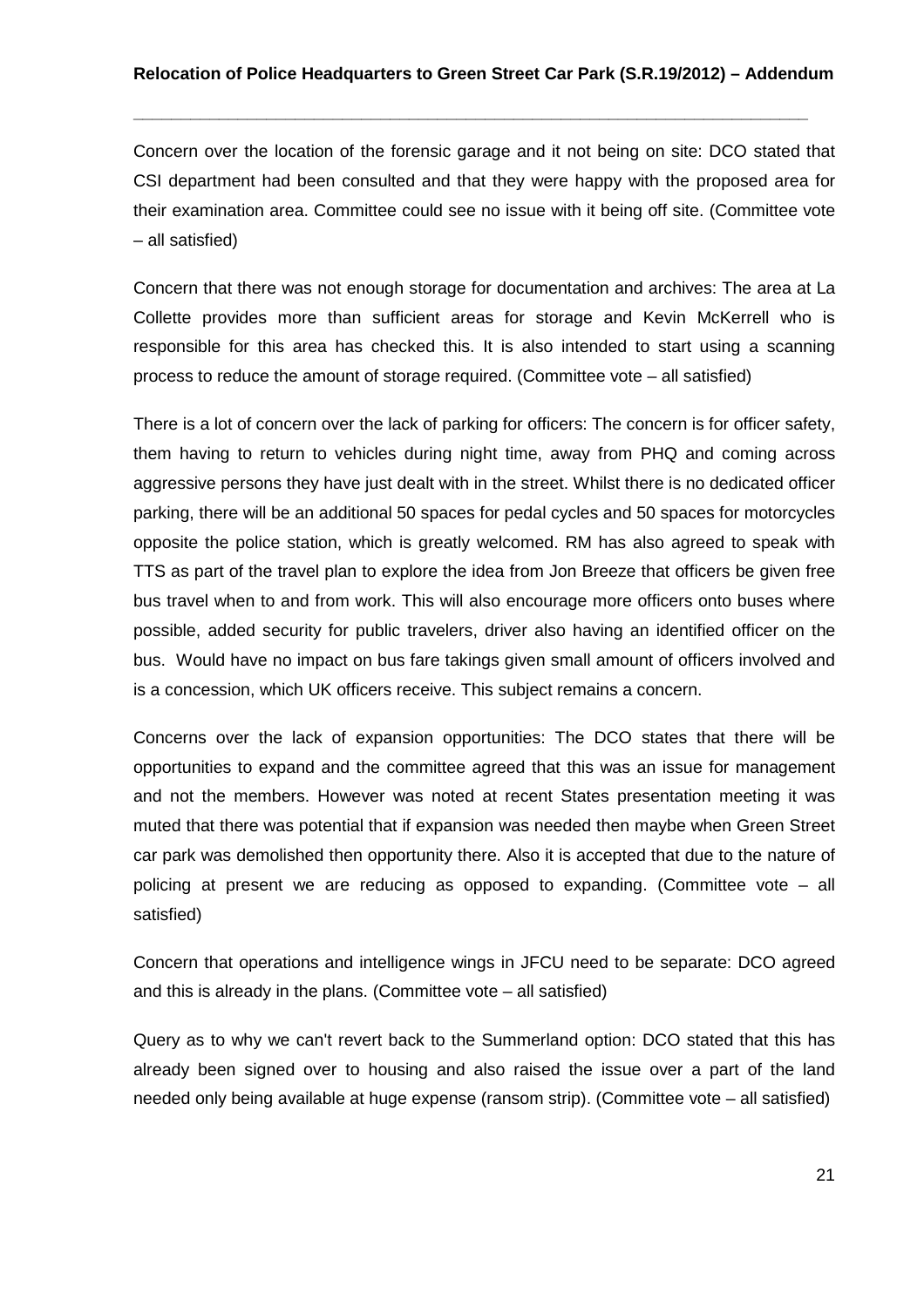Concern over the location of the forensic garage and it not being on site: DCO stated that CSI department had been consulted and that they were happy with the proposed area for their examination area. Committee could see no issue with it being off site. (Committee vote – all satisfied)

Concern that there was not enough storage for documentation and archives: The area at La Collette provides more than sufficient areas for storage and Kevin McKerrell who is responsible for this area has checked this. It is also intended to start using a scanning process to reduce the amount of storage required. (Committee vote – all satisfied)

There is a lot of concern over the lack of parking for officers: The concern is for officer safety, them having to return to vehicles during night time, away from PHQ and coming across aggressive persons they have just dealt with in the street. Whilst there is no dedicated officer parking, there will be an additional 50 spaces for pedal cycles and 50 spaces for motorcycles opposite the police station, which is greatly welcomed. RM has also agreed to speak with TTS as part of the travel plan to explore the idea from Jon Breeze that officers be given free bus travel when to and from work. This will also encourage more officers onto buses where possible, added security for public travelers, driver also having an identified officer on the bus. Would have no impact on bus fare takings given small amount of officers involved and is a concession, which UK officers receive. This subject remains a concern.

Concerns over the lack of expansion opportunities: The DCO states that there will be opportunities to expand and the committee agreed that this was an issue for management and not the members. However was noted at recent States presentation meeting it was muted that there was potential that if expansion was needed then maybe when Green Street car park was demolished then opportunity there. Also it is accepted that due to the nature of policing at present we are reducing as opposed to expanding. (Committee vote – all satisfied)

Concern that operations and intelligence wings in JFCU need to be separate: DCO agreed and this is already in the plans. (Committee vote – all satisfied)

Query as to why we can't revert back to the Summerland option: DCO stated that this has already been signed over to housing and also raised the issue over a part of the land needed only being available at huge expense (ransom strip). (Committee vote – all satisfied)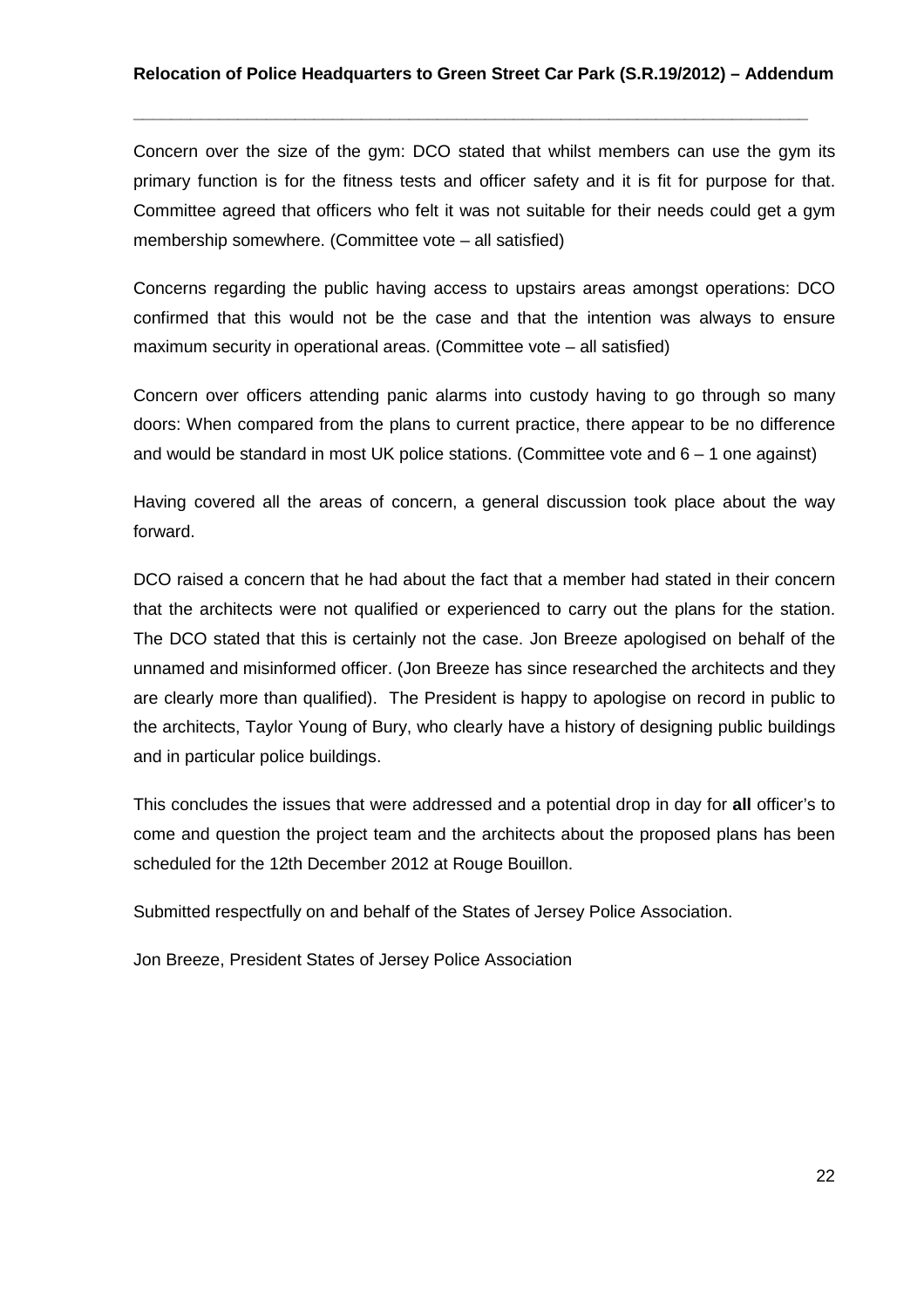Concern over the size of the gym: DCO stated that whilst members can use the gym its primary function is for the fitness tests and officer safety and it is fit for purpose for that. Committee agreed that officers who felt it was not suitable for their needs could get a gym membership somewhere. (Committee vote – all satisfied)

Concerns regarding the public having access to upstairs areas amongst operations: DCO confirmed that this would not be the case and that the intention was always to ensure maximum security in operational areas. (Committee vote – all satisfied)

Concern over officers attending panic alarms into custody having to go through so many doors: When compared from the plans to current practice, there appear to be no difference and would be standard in most UK police stations. (Committee vote and 6 – 1 one against)

Having covered all the areas of concern, a general discussion took place about the way forward.

DCO raised a concern that he had about the fact that a member had stated in their concern that the architects were not qualified or experienced to carry out the plans for the station. The DCO stated that this is certainly not the case. Jon Breeze apologised on behalf of the unnamed and misinformed officer. (Jon Breeze has since researched the architects and they are clearly more than qualified). The President is happy to apologise on record in public to the architects, Taylor Young of Bury, who clearly have a history of designing public buildings and in particular police buildings.

This concludes the issues that were addressed and a potential drop in day for **all** officer's to come and question the project team and the architects about the proposed plans has been scheduled for the 12th December 2012 at Rouge Bouillon.

Submitted respectfully on and behalf of the States of Jersey Police Association.

Jon Breeze, President States of Jersey Police Association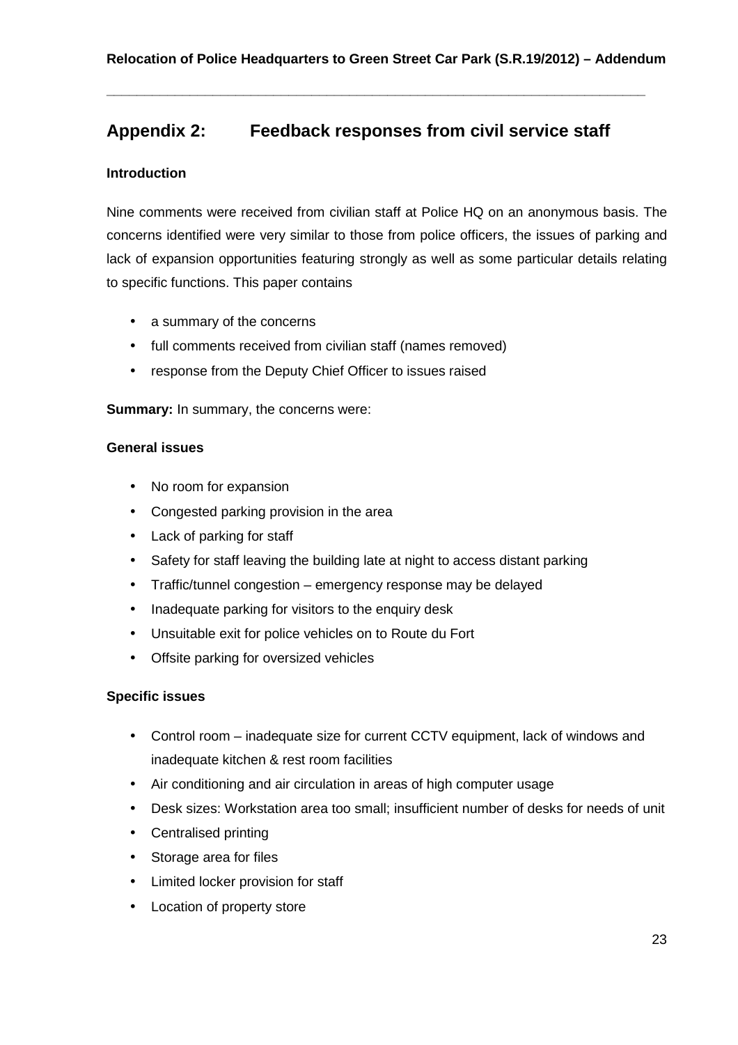## Appendix 2: Feedback responses from civil service staff

**Introduction**

Nine comments were received from civilian staff at Police HQ on an anonymous basis. The concerns identified were very similar to those from police officers, the issues of parking and lack of expansion opportunities featuring strongly as well as some particular details relating to specific functions. This paper contains

- a summary of the concerns
- full comments received from civilian staff (names removed)
- response from the Deputy Chief Officer to issues raised

**Summary:** In summary, the concerns were:

**General issues**

- No room for expansion
- Congested parking provision in the area
- Lack of parking for staff
- Safety for staff leaving the building late at night to access distant parking
- Traffic/tunnel congestion – emergency response may be delayed
- Inadequate parking for visitors to the enquiry desk
- Unsuitable exit for police vehicles on to Route du Fort
- Offsite parking for oversized vehicles

**Specific issues**

- Control room – inadequate size for current CCTV equipment, lack of windows and inadequate kitchen & rest room facilities
- Air conditioning and air circulation in areas of high computer usage
- Desk sizes: Workstation area too small; insufficient number of desks for needs of unit
- Centralised printing
- Storage area for files
- Limited locker provision for staff
- Location of property store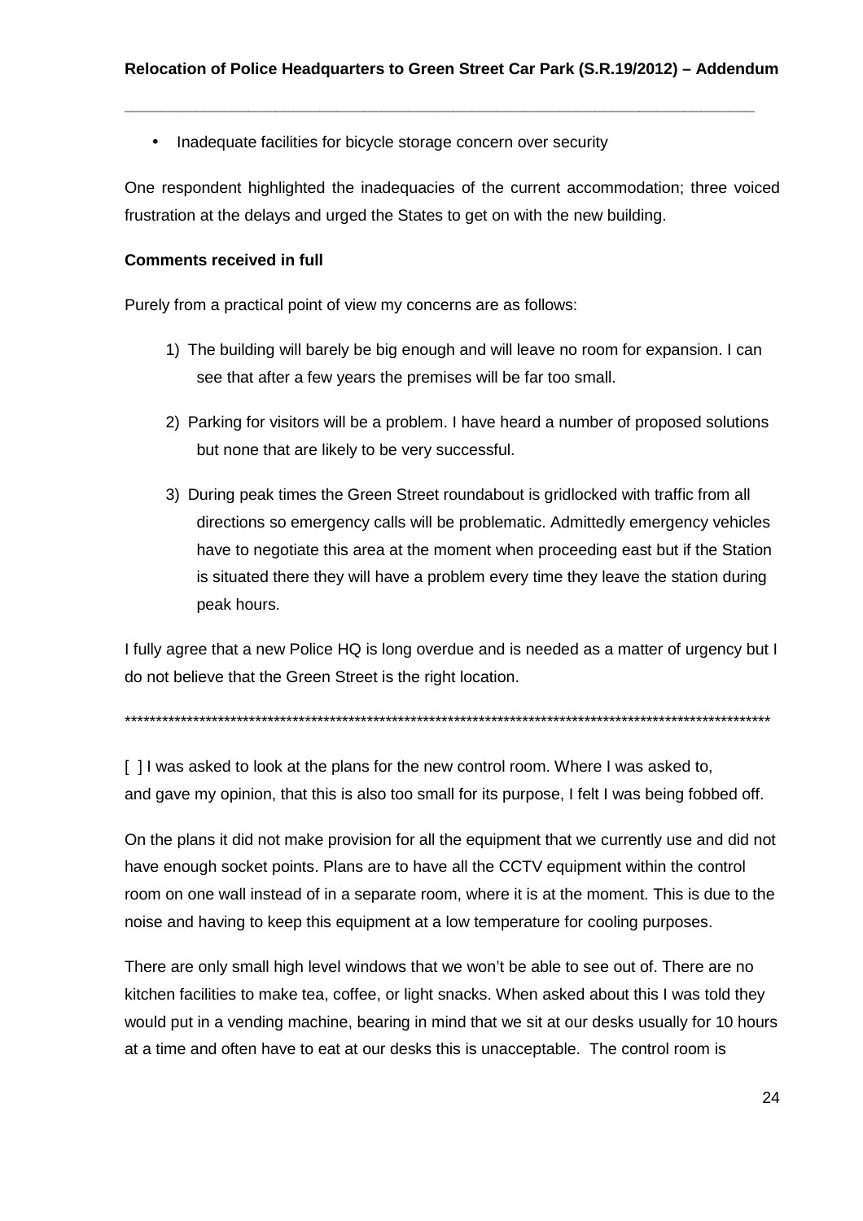- Inadequate facilities for bicycle storage concern over security

One respondent highlighted the inadequacies of the current accommodation; three voiced frustration at the delays and urged the States to get on with the new building.

**Comments received in full**

Purely from a practical point of view my concerns are as follows:

1) The building will barely be big enough and will leave no room for expansion. I can see that after a few years the premises will be far too small.

2) Parking for visitors will be a problem. I have heard a number of proposed solutions but none that are likely to be very successful.

3) During peak times the Green Street roundabout is gridlocked with traffic from all directions so emergency calls will be problematic. Admittedly emergency vehicles have to negotiate this area at the moment when proceeding east but if the Station is situated there they will have a problem every time they leave the station during peak hours.

I fully agree that a new Police HQ is long overdue and is needed as a matter of urgency but I do not believe that the Green Street is the right location.

**********************************************************************************************************

[ ] I was asked to look at the plans for the new control room. Where I was asked to, and gave my opinion, that this is also too small for its purpose, I felt I was being fobbed off.

On the plans it did not make provision for all the equipment that we currently use and did not have enough socket points. Plans are to have all the CCTV equipment within the control room on one wall instead of in a separate room, where it is at the moment. This is due to the noise and having to keep this equipment at a low temperature for cooling purposes.

There are only small high level windows that we won't be able to see out of. There are no kitchen facilities to make tea, coffee, or light snacks. When asked about this I was told they would put in a vending machine, bearing in mind that we sit at our desks usually for 10 hours at a time and often have to eat at our desks this is unacceptable. The control room is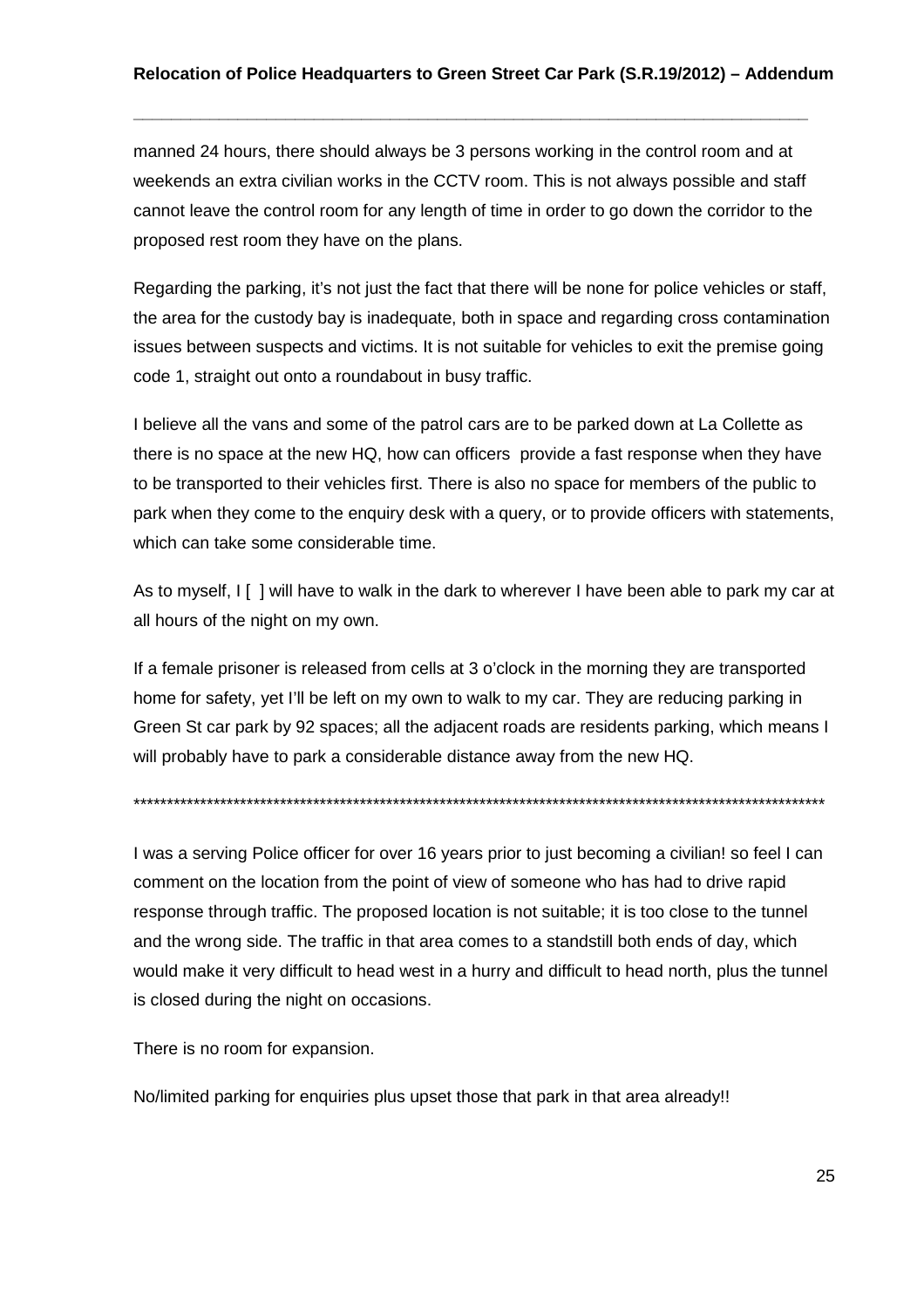manned 24 hours, there should always be 3 persons working in the control room and at weekends an extra civilian works in the CCTV room. This is not always possible and staff cannot leave the control room for any length of time in order to go down the corridor to the proposed rest room they have on the plans.

Regarding the parking, it's not just the fact that there will be none for police vehicles or staff, the area for the custody bay is inadequate, both in space and regarding cross contamination issues between suspects and victims. It is not suitable for vehicles to exit the premise going code 1, straight out onto a roundabout in busy traffic.

I believe all the vans and some of the patrol cars are to be parked down at La Collette as there is no space at the new HQ, how can officers provide a fast response when they have to be transported to their vehicles first. There is also no space for members of the public to park when they come to the enquiry desk with a query, or to provide officers with statements, which can take some considerable time.

As to myself, I [ ] will have to walk in the dark to wherever I have been able to park my car at all hours of the night on my own.

If a female prisoner is released from cells at 3 o'clock in the morning they are transported home for safety, yet I'll be left on my own to walk to my car. They are reducing parking in Green St car park by 92 spaces; all the adjacent roads are residents parking, which means I will probably have to park a considerable distance away from the new HQ.

**********************************************************************************************************

I was a serving Police officer for over 16 years prior to just becoming a civilian! so feel I can comment on the location from the point of view of someone who has had to drive rapid response through traffic. The proposed location is not suitable; it is too close to the tunnel and the wrong side. The traffic in that area comes to a standstill both ends of day, which would make it very difficult to head west in a hurry and difficult to head north, plus the tunnel is closed during the night on occasions.

There is no room for expansion.

No/limited parking for enquiries plus upset those that park in that area already!!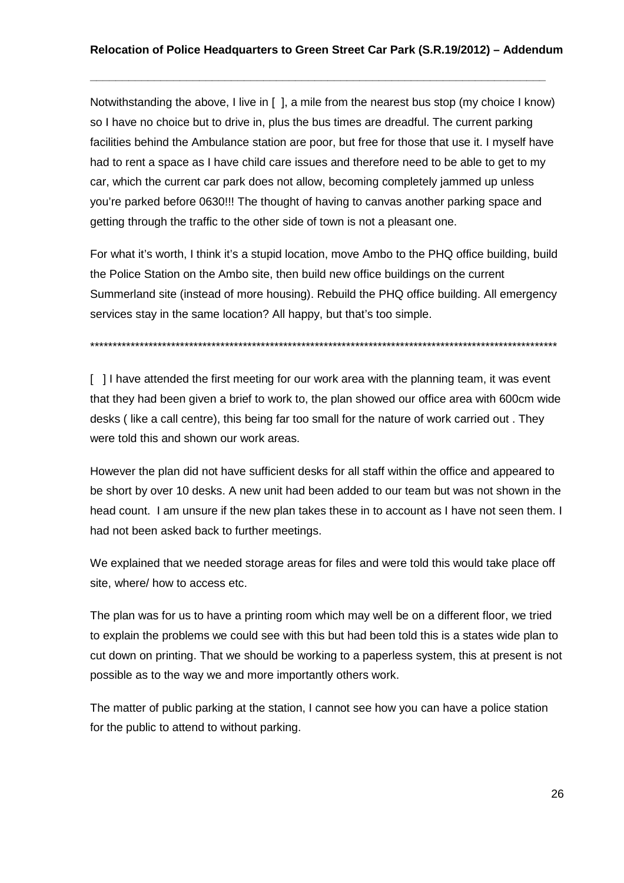Notwithstanding the above, I live in [ ], a mile from the nearest bus stop (my choice I know) so I have no choice but to drive in, plus the bus times are dreadful. The current parking facilities behind the Ambulance station are poor, but free for those that use it. I myself have had to rent a space as I have child care issues and therefore need to be able to get to my car, which the current car park does not allow, becoming completely jammed up unless you're parked before 0630!!! The thought of having to canvas another parking space and getting through the traffic to the other side of town is not a pleasant one.

For what it's worth, I think it's a stupid location, move Ambo to the PHQ office building, build the Police Station on the Ambo site, then build new office buildings on the current Summerland site (instead of more housing). Rebuild the PHQ office building. All emergency services stay in the same location? All happy, but that's too simple.

\*\*\*\*\*\*\*\*\*\*\*\*\*\*\*\*\*\*\*\*\*\*\*\*\*\*\*\*\*\*\*\*\*\*\*\*\*\*\*\*\*\*\*\*\*\*\*\*\*\*\*\*\*\*\*\*\*\*\*\*\*\*\*\*\*\*\*\*\*\*\*\*\*\*\*\*\*\*\*\*\*\*\*\*\*\*\*\*\*\*\*\*\*\*\*\*\*\*\*\*\*\*

[ ] I have attended the first meeting for our work area with the planning team, it was event that they had been given a brief to work to, the plan showed our office area with 600cm wide desks ( like a call centre), this being far too small for the nature of work carried out . They were told this and shown our work areas.

However the plan did not have sufficient desks for all staff within the office and appeared to be short by over 10 desks. A new unit had been added to our team but was not shown in the head count. I am unsure if the new plan takes these in to account as I have not seen them. I had not been asked back to further meetings.

We explained that we needed storage areas for files and were told this would take place off site, where/ how to access etc.

The plan was for us to have a printing room which may well be on a different floor, we tried to explain the problems we could see with this but had been told this is a states wide plan to cut down on printing. That we should be working to a paperless system, this at present is not possible as to the way we and more importantly others work.

The matter of public parking at the station, I cannot see how you can have a police station for the public to attend to without parking.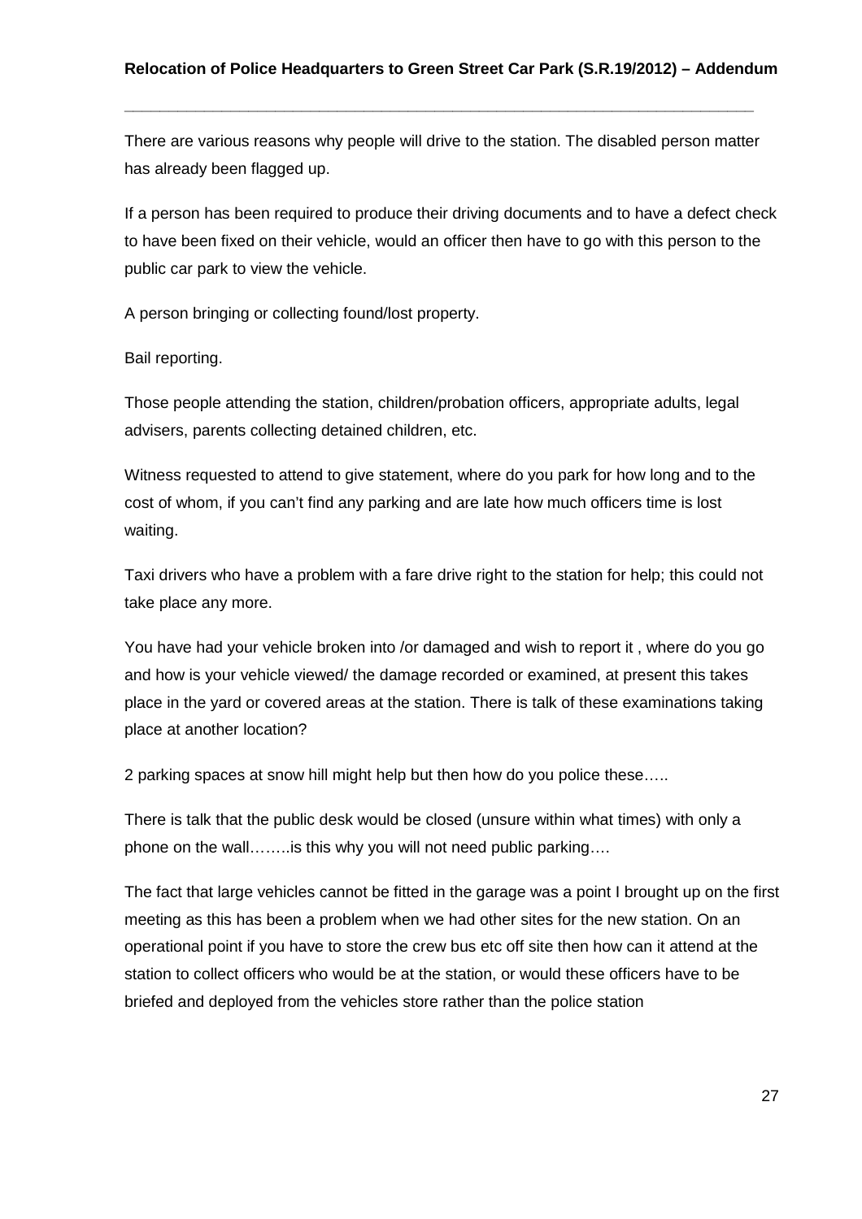There are various reasons why people will drive to the station. The disabled person matter has already been flagged up.

If a person has been required to produce their driving documents and to have a defect check to have been fixed on their vehicle, would an officer then have to go with this person to the public car park to view the vehicle.

A person bringing or collecting found/lost property.

Bail reporting.

Those people attending the station, children/probation officers, appropriate adults, legal advisers, parents collecting detained children, etc.

Witness requested to attend to give statement, where do you park for how long and to the cost of whom, if you can't find any parking and are late how much officers time is lost waiting.

Taxi drivers who have a problem with a fare drive right to the station for help; this could not take place any more.

You have had your vehicle broken into /or damaged and wish to report it , where do you go and how is your vehicle viewed/ the damage recorded or examined, at present this takes place in the yard or covered areas at the station. There is talk of these examinations taking place at another location?

2 parking spaces at snow hill might help but then how do you police these…..

There is talk that the public desk would be closed (unsure within what times) with only a phone on the wall……..is this why you will not need public parking….

The fact that large vehicles cannot be fitted in the garage was a point I brought up on the first meeting as this has been a problem when we had other sites for the new station. On an operational point if you have to store the crew bus etc off site then how can it attend at the station to collect officers who would be at the station, or would these officers have to be briefed and deployed from the vehicles store rather than the police station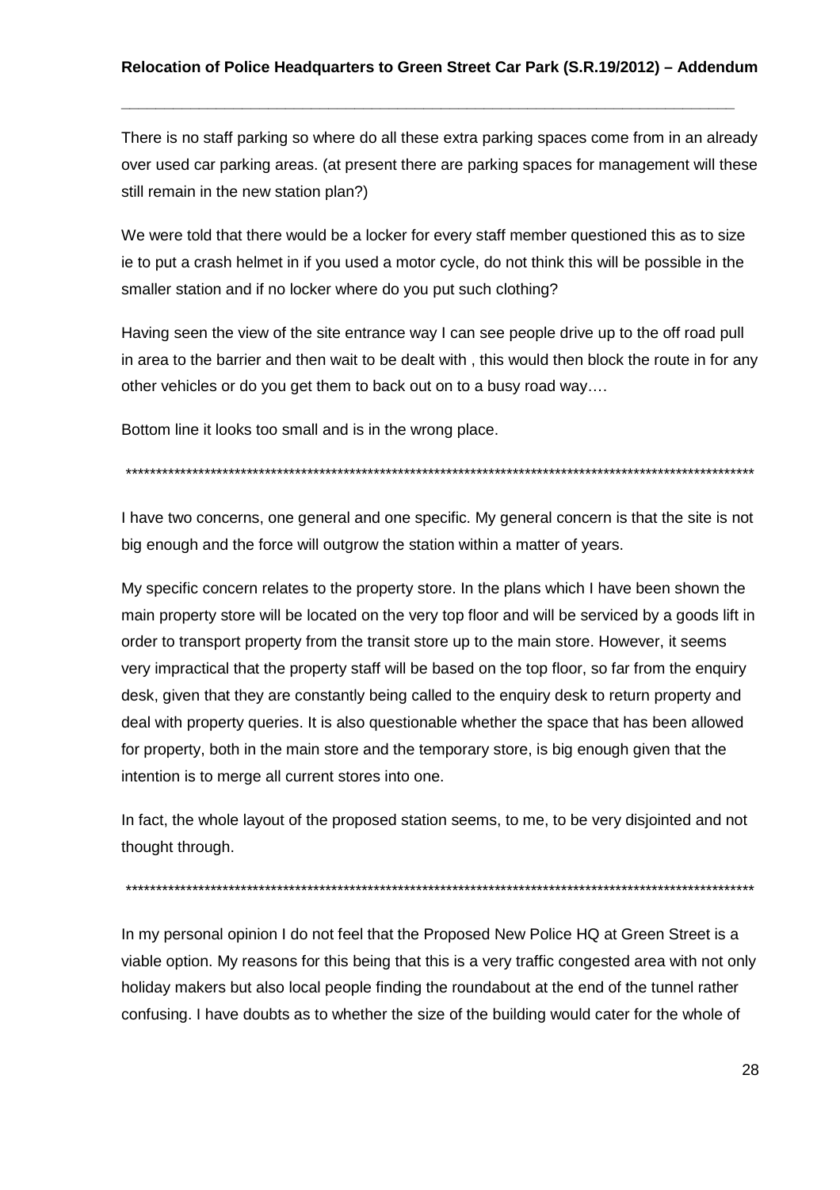There is no staff parking so where do all these extra parking spaces come from in an already over used car parking areas. (at present there are parking spaces for management will these still remain in the new station plan?)

We were told that there would be a locker for every staff member questioned this as to size ie to put a crash helmet in if you used a motor cycle, do not think this will be possible in the smaller station and if no locker where do you put such clothing?

Having seen the view of the site entrance way I can see people drive up to the off road pull in area to the barrier and then wait to be dealt with , this would then block the route in for any other vehicles or do you get them to back out on to a busy road way….

Bottom line it looks too small and is in the wrong place.

*****************************************************************************************************

I have two concerns, one general and one specific. My general concern is that the site is not big enough and the force will outgrow the station within a matter of years.

My specific concern relates to the property store. In the plans which I have been shown the main property store will be located on the very top floor and will be serviced by a goods lift in order to transport property from the transit store up to the main store. However, it seems very impractical that the property staff will be based on the top floor, so far from the enquiry desk, given that they are constantly being called to the enquiry desk to return property and deal with property queries. It is also questionable whether the space that has been allowed for property, both in the main store and the temporary store, is big enough given that the intention is to merge all current stores into one.

In fact, the whole layout of the proposed station seems, to me, to be very disjointed and not thought through.

*****************************************************************************************************

In my personal opinion I do not feel that the Proposed New Police HQ at Green Street is a viable option. My reasons for this being that this is a very traffic congested area with not only holiday makers but also local people finding the roundabout at the end of the tunnel rather confusing. I have doubts as to whether the size of the building would cater for the whole of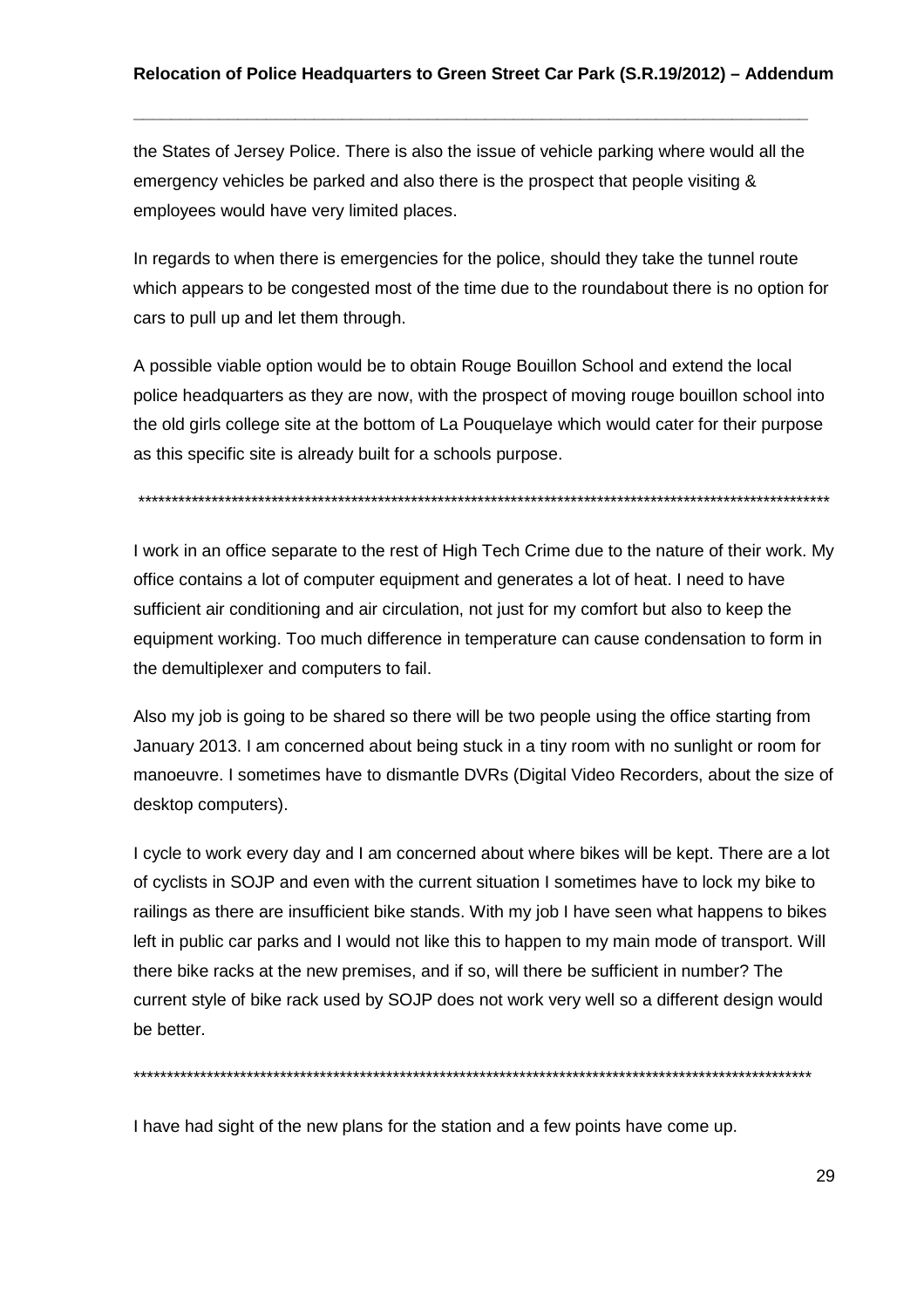the States of Jersey Police. There is also the issue of vehicle parking where would all the emergency vehicles be parked and also there is the prospect that people visiting & employees would have very limited places.

In regards to when there is emergencies for the police, should they take the tunnel route which appears to be congested most of the time due to the roundabout there is no option for cars to pull up and let them through.

A possible viable option would be to obtain Rouge Bouillon School and extend the local police headquarters as they are now, with the prospect of moving rouge bouillon school into the old girls college site at the bottom of La Pouquelaye which would cater for their purpose as this specific site is already built for a schools purpose.

\*\*\*\*\*\*\*\*\*\*\*\*\*\*\*\*\*\*\*\*\*\*\*\*\*\*\*\*\*\*\*\*\*\*\*\*\*\*\*\*\*\*\*\*\*\*\*\*\*\*\*\*\*\*\*\*\*\*\*\*\*\*\*\*\*\*\*\*\*\*\*\*\*\*\*\*\*\*\*\*\*\*\*\*\*\*\*\*\*\*\*\*\*\*\*\*\*\*\*\*\*\*\*\*

I work in an office separate to the rest of High Tech Crime due to the nature of their work. My office contains a lot of computer equipment and generates a lot of heat. I need to have sufficient air conditioning and air circulation, not just for my comfort but also to keep the equipment working. Too much difference in temperature can cause condensation to form in the demultiplexer and computers to fail.

Also my job is going to be shared so there will be two people using the office starting from January 2013. I am concerned about being stuck in a tiny room with no sunlight or room for manoeuvre. I sometimes have to dismantle DVRs (Digital Video Recorders, about the size of desktop computers).

I cycle to work every day and I am concerned about where bikes will be kept. There are a lot of cyclists in SOJP and even with the current situation I sometimes have to lock my bike to railings as there are insufficient bike stands. With my job I have seen what happens to bikes left in public car parks and I would not like this to happen to my main mode of transport. Will there bike racks at the new premises, and if so, will there be sufficient in number? The current style of bike rack used by SOJP does not work very well so a different design would be better.

\*\*\*\*\*\*\*\*\*\*\*\*\*\*\*\*\*\*\*\*\*\*\*\*\*\*\*\*\*\*\*\*\*\*\*\*\*\*\*\*\*\*\*\*\*\*\*\*\*\*\*\*\*\*\*\*\*\*\*\*\*\*\*\*\*\*\*\*\*\*\*\*\*\*\*\*\*\*\*\*\*\*\*\*\*\*\*\*\*\*\*\*\*\*\*\*\*\*\*\*\*\*\*\*

I have had sight of the new plans for the station and a few points have come up.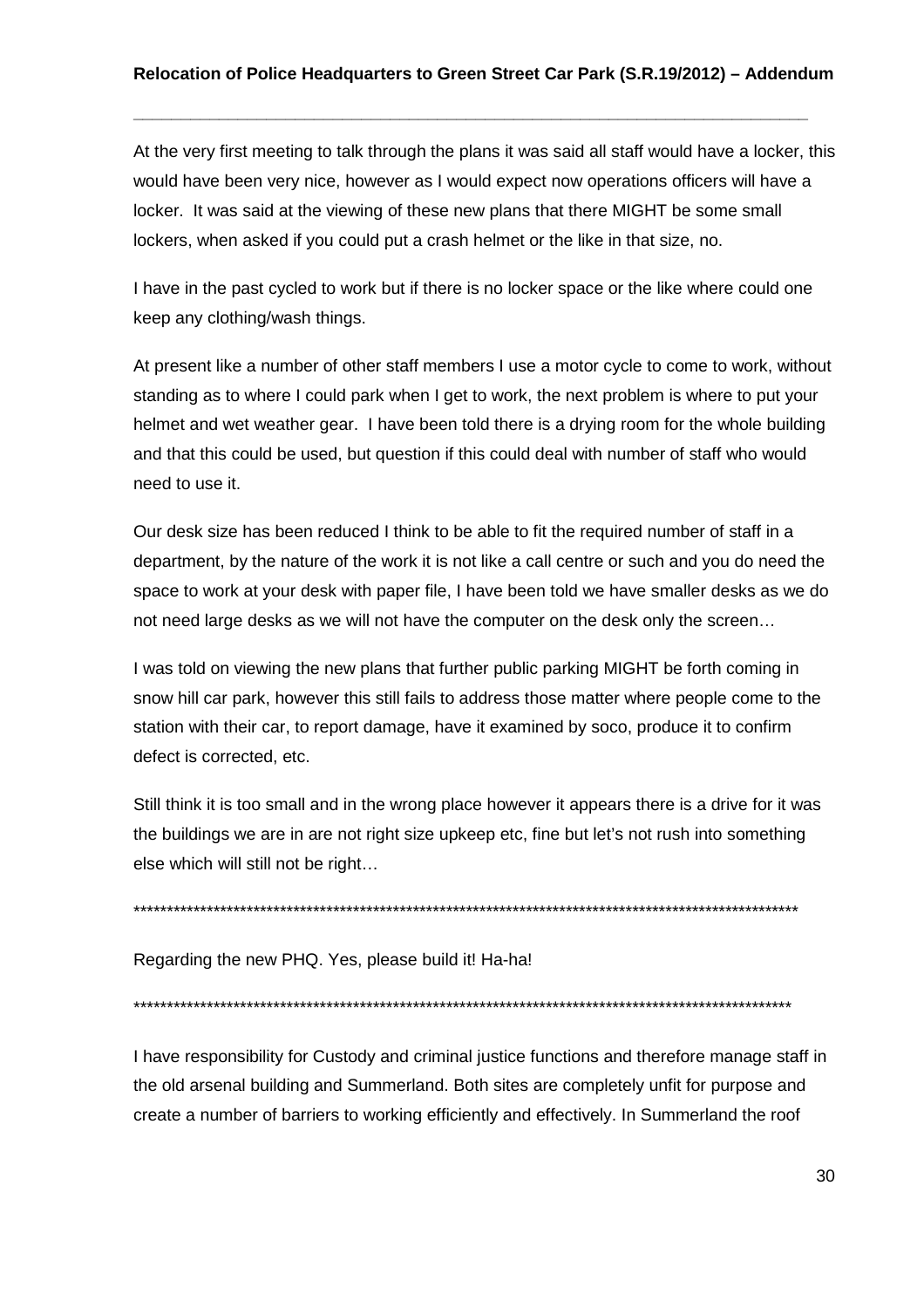At the very first meeting to talk through the plans it was said all staff would have a locker, this would have been very nice, however as I would expect now operations officers will have a locker. It was said at the viewing of these new plans that there MIGHT be some small lockers, when asked if you could put a crash helmet or the like in that size, no.

I have in the past cycled to work but if there is no locker space or the like where could one keep any clothing/wash things.

At present like a number of other staff members I use a motor cycle to come to work, without standing as to where I could park when I get to work, the next problem is where to put your helmet and wet weather gear. I have been told there is a drying room for the whole building and that this could be used, but question if this could deal with number of staff who would need to use it.

Our desk size has been reduced I think to be able to fit the required number of staff in a department, by the nature of the work it is not like a call centre or such and you do need the space to work at your desk with paper file, I have been told we have smaller desks as we do not need large desks as we will not have the computer on the desk only the screen…

I was told on viewing the new plans that further public parking MIGHT be forth coming in snow hill car park, however this still fails to address those matter where people come to the station with their car, to report damage, have it examined by soco, produce it to confirm defect is corrected, etc.

Still think it is too small and in the wrong place however it appears there is a drive for it was the buildings we are in are not right size upkeep etc, fine but let's not rush into something else which will still not be right…

****************************************************************************************************

Regarding the new PHQ. Yes, please build it! Ha-ha!

****************************************************************************************************

I have responsibility for Custody and criminal justice functions and therefore manage staff in the old arsenal building and Summerland. Both sites are completely unfit for purpose and create a number of barriers to working efficiently and effectively. In Summerland the roof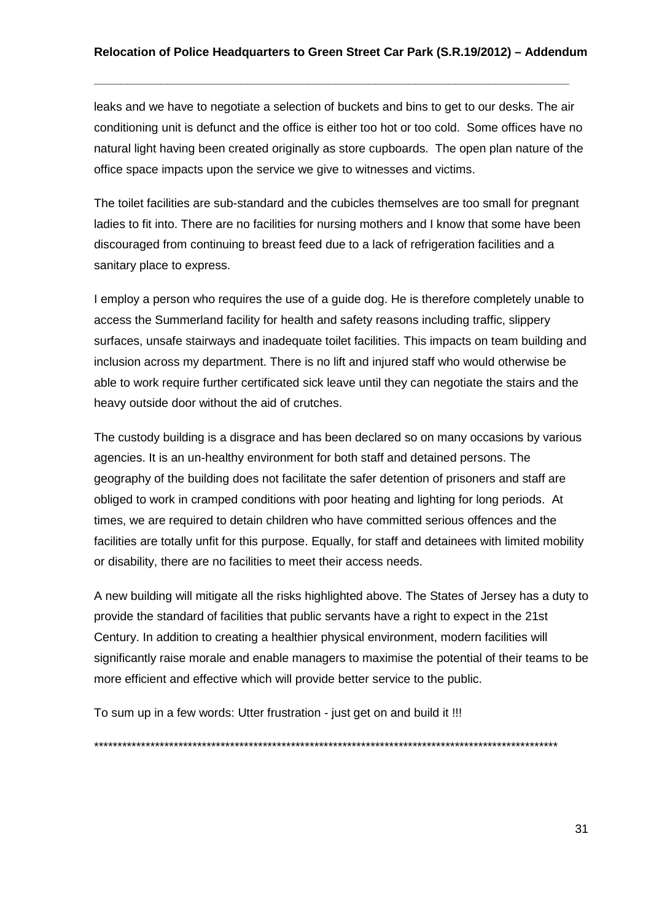leaks and we have to negotiate a selection of buckets and bins to get to our desks. The air conditioning unit is defunct and the office is either too hot or too cold. Some offices have no natural light having been created originally as store cupboards. The open plan nature of the office space impacts upon the service we give to witnesses and victims.

The toilet facilities are sub-standard and the cubicles themselves are too small for pregnant ladies to fit into. There are no facilities for nursing mothers and I know that some have been discouraged from continuing to breast feed due to a lack of refrigeration facilities and a sanitary place to express.

I employ a person who requires the use of a guide dog. He is therefore completely unable to access the Summerland facility for health and safety reasons including traffic, slippery surfaces, unsafe stairways and inadequate toilet facilities. This impacts on team building and inclusion across my department. There is no lift and injured staff who would otherwise be able to work require further certificated sick leave until they can negotiate the stairs and the heavy outside door without the aid of crutches.

The custody building is a disgrace and has been declared so on many occasions by various agencies. It is an un-healthy environment for both staff and detained persons. The geography of the building does not facilitate the safer detention of prisoners and staff are obliged to work in cramped conditions with poor heating and lighting for long periods. At times, we are required to detain children who have committed serious offences and the facilities are totally unfit for this purpose. Equally, for staff and detainees with limited mobility or disability, there are no facilities to meet their access needs.

A new building will mitigate all the risks highlighted above. The States of Jersey has a duty to provide the standard of facilities that public servants have a right to expect in the 21st Century. In addition to creating a healthier physical environment, modern facilities will significantly raise morale and enable managers to maximise the potential of their teams to be more efficient and effective which will provide better service to the public.

To sum up in a few words: Utter frustration - just get on and build it !!!

\*\*\*\*\*\*\*\*\*\*\*\*\*\*\*\*\*\*\*\*\*\*\*\*\*\*\*\*\*\*\*\*\*\*\*\*\*\*\*\*\*\*\*\*\*\*\*\*\*\*\*\*\*\*\*\*\*\*\*\*\*\*\*\*\*\*\*\*\*\*\*\*\*\*\*\*\*\*\*\*\*\*\*\*\*\*\*\*\*\*\*\*\*\*\*\*\*\*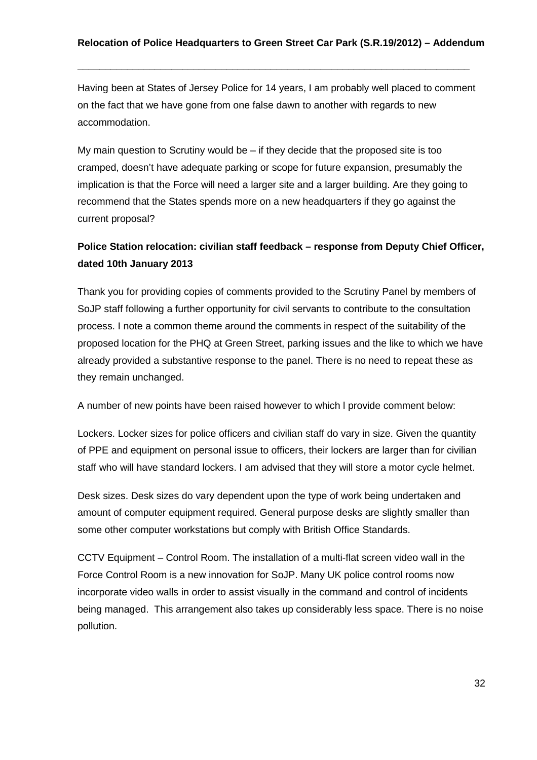Having been at States of Jersey Police for 14 years, I am probably well placed to comment on the fact that we have gone from one false dawn to another with regards to new accommodation.

My main question to Scrutiny would be – if they decide that the proposed site is too cramped, doesn't have adequate parking or scope for future expansion, presumably the implication is that the Force will need a larger site and a larger building. Are they going to recommend that the States spends more on a new headquarters if they go against the current proposal?

**Police Station relocation: civilian staff feedback – response from Deputy Chief Officer, dated 10th January 2013**

Thank you for providing copies of comments provided to the Scrutiny Panel by members of SoJP staff following a further opportunity for civil servants to contribute to the consultation process. I note a common theme around the comments in respect of the suitability of the proposed location for the PHQ at Green Street, parking issues and the like to which we have already provided a substantive response to the panel. There is no need to repeat these as they remain unchanged.

A number of new points have been raised however to which I provide comment below:

Lockers. Locker sizes for police officers and civilian staff do vary in size. Given the quantity of PPE and equipment on personal issue to officers, their lockers are larger than for civilian staff who will have standard lockers. I am advised that they will store a motor cycle helmet.

Desk sizes. Desk sizes do vary dependent upon the type of work being undertaken and amount of computer equipment required. General purpose desks are slightly smaller than some other computer workstations but comply with British Office Standards.

CCTV Equipment – Control Room. The installation of a multi-flat screen video wall in the Force Control Room is a new innovation for SoJP. Many UK police control rooms now incorporate video walls in order to assist visually in the command and control of incidents being managed. This arrangement also takes up considerably less space. There is no noise pollution.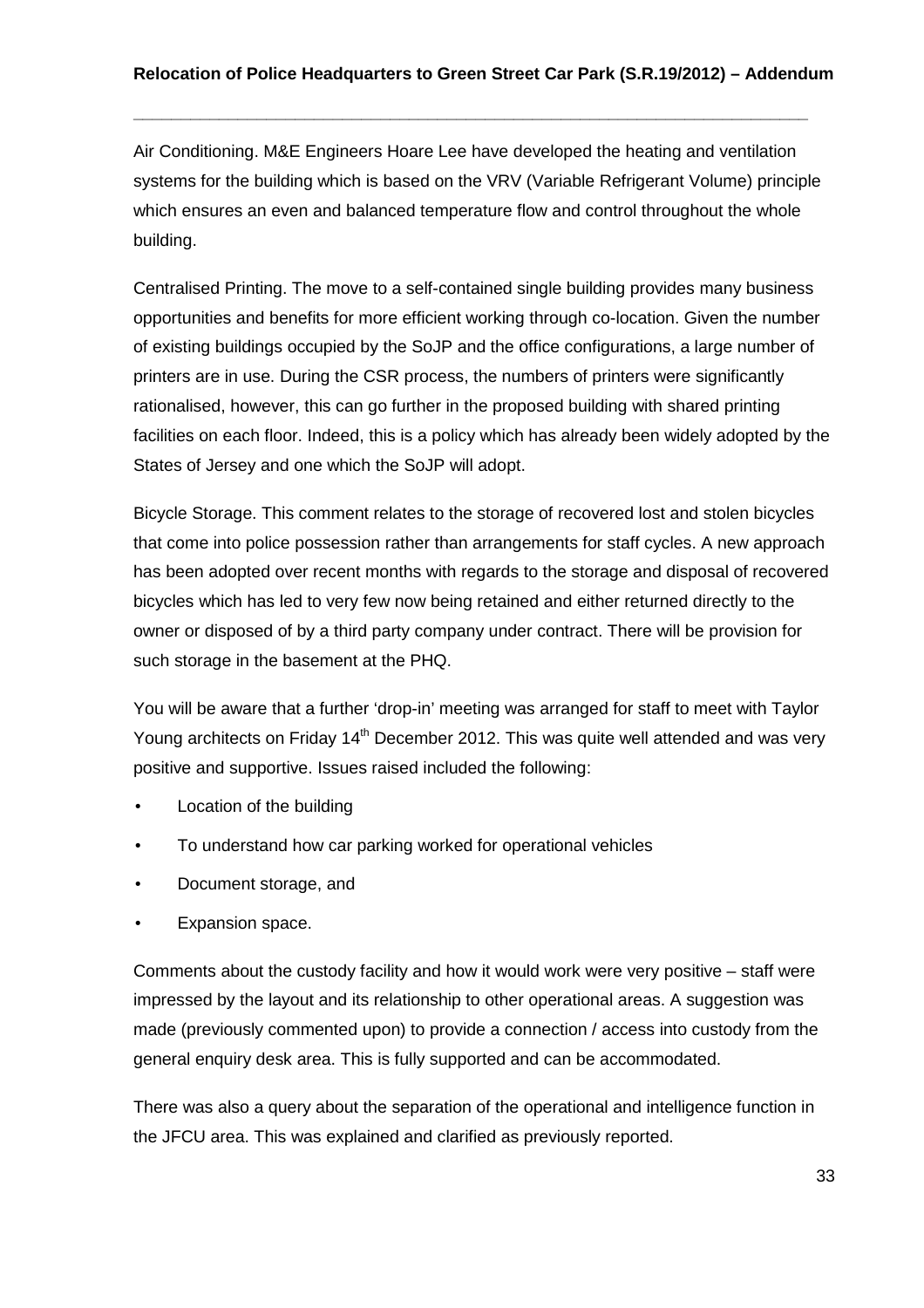Air Conditioning. M&E Engineers Hoare Lee have developed the heating and ventilation systems for the building which is based on the VRV (Variable Refrigerant Volume) principle which ensures an even and balanced temperature flow and control throughout the whole building.

Centralised Printing. The move to a self-contained single building provides many business opportunities and benefits for more efficient working through co-location. Given the number of existing buildings occupied by the SoJP and the office configurations, a large number of printers are in use. During the CSR process, the numbers of printers were significantly rationalised, however, this can go further in the proposed building with shared printing facilities on each floor. Indeed, this is a policy which has already been widely adopted by the States of Jersey and one which the SoJP will adopt.

Bicycle Storage. This comment relates to the storage of recovered lost and stolen bicycles that come into police possession rather than arrangements for staff cycles. A new approach has been adopted over recent months with regards to the storage and disposal of recovered bicycles which has led to very few now being retained and either returned directly to the owner or disposed of by a third party company under contract. There will be provision for such storage in the basement at the PHQ.

You will be aware that a further 'drop-in' meeting was arranged for staff to meet with Taylor Young architects on Friday 14th December 2012. This was quite well attended and was very positive and supportive. Issues raised included the following:

- Location of the building
- To understand how car parking worked for operational vehicles
- Document storage, and
- Expansion space.

Comments about the custody facility and how it would work were very positive – staff were impressed by the layout and its relationship to other operational areas. A suggestion was made (previously commented upon) to provide a connection / access into custody from the general enquiry desk area. This is fully supported and can be accommodated.

There was also a query about the separation of the operational and intelligence function in the JFCU area. This was explained and clarified as previously reported.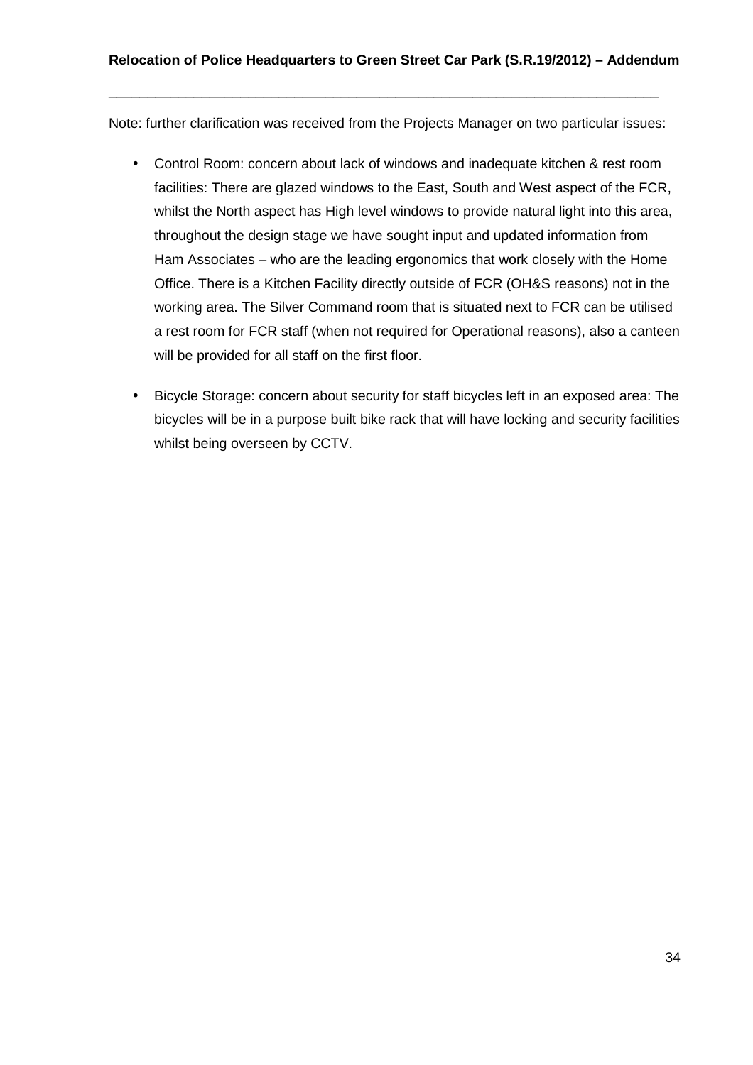Note: further clarification was received from the Projects Manager on two particular issues:

- Control Room: concern about lack of windows and inadequate kitchen & rest room facilities: There are glazed windows to the East, South and West aspect of the FCR, whilst the North aspect has High level windows to provide natural light into this area, throughout the design stage we have sought input and updated information from Ham Associates – who are the leading ergonomics that work closely with the Home Office. There is a Kitchen Facility directly outside of FCR (OH&S reasons) not in the working area. The Silver Command room that is situated next to FCR can be utilised a rest room for FCR staff (when not required for Operational reasons), also a canteen will be provided for all staff on the first floor.

- Bicycle Storage: concern about security for staff bicycles left in an exposed area: The bicycles will be in a purpose built bike rack that will have locking and security facilities whilst being overseen by CCTV.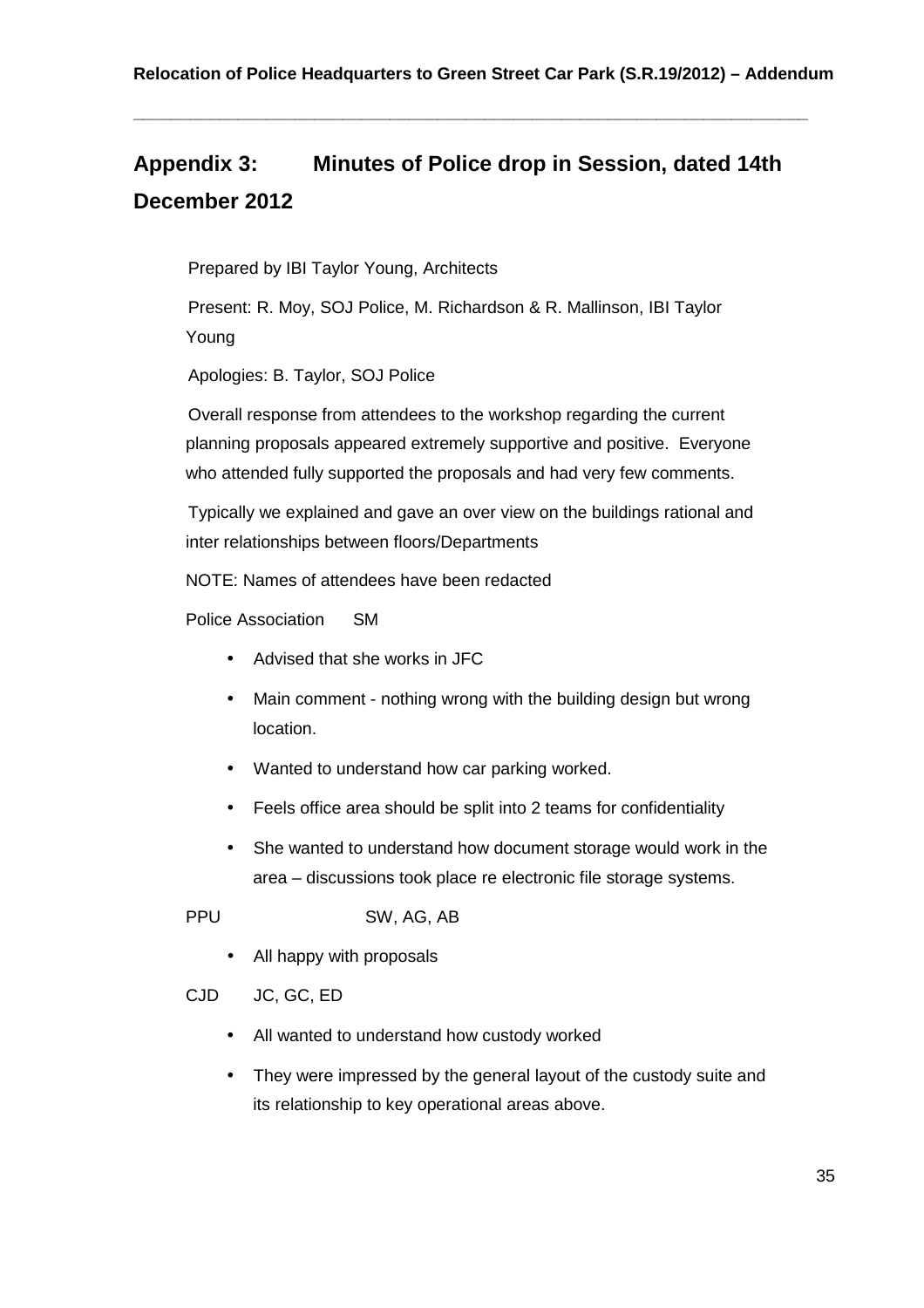## Appendix 3: Minutes of Police drop in Session, dated 14th December 2012

Prepared by IBI Taylor Young, Architects

Present: R. Moy, SOJ Police, M. Richardson & R. Mallinson, IBI Taylor Young

Apologies: B. Taylor, SOJ Police

Overall response from attendees to the workshop regarding the current planning proposals appeared extremely supportive and positive. Everyone who attended fully supported the proposals and had very few comments.

Typically we explained and gave an over view on the buildings rational and inter relationships between floors/Departments

NOTE: Names of attendees have been redacted

Police Association SM

- Advised that she works in JFC
- Main comment - nothing wrong with the building design but wrong location.
- Wanted to understand how car parking worked.
- Feels office area should be split into 2 teams for confidentiality
- She wanted to understand how document storage would work in the area – discussions took place re electronic file storage systems.

PPU SW, AG, AB

- All happy with proposals

CJD JC, GC, ED

- All wanted to understand how custody worked
- They were impressed by the general layout of the custody suite and its relationship to key operational areas above.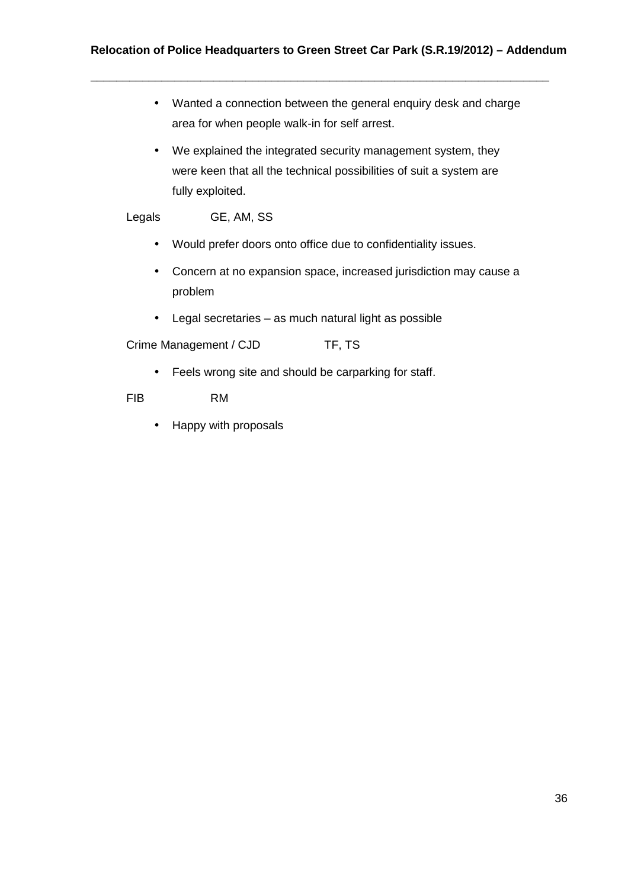- Wanted a connection between the general enquiry desk and charge area for when people walk-in for self arrest.
- We explained the integrated security management system, they were keen that all the technical possibilities of suit a system are fully exploited.

Legals GE, AM, SS

- Would prefer doors onto office due to confidentiality issues.
- Concern at no expansion space, increased jurisdiction may cause a problem
- Legal secretaries – as much natural light as possible

Crime Management / CJD TF, TS

- Feels wrong site and should be carparking for staff.

FIB RM

- Happy with proposals